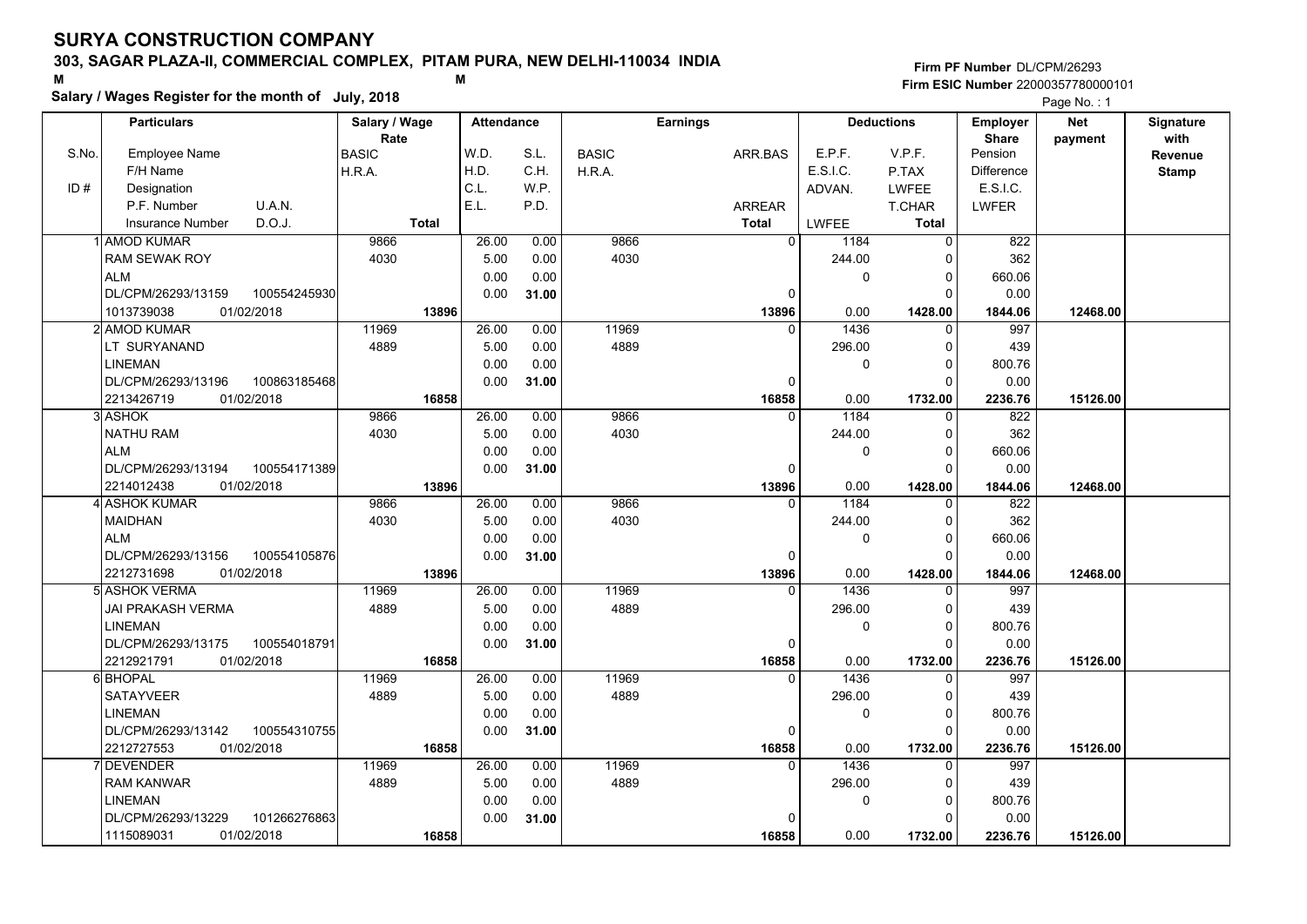# SURYA CONSTRUCTION COMPANY

## 303, SAGAR PLAZA-II, COMMERCIAL COMPLEX, PITAM PURA, NEW DELHI-110034 INDIA

**Salary / Wages Register for the month of July, 2018**

Firm PF Number DL/CPM/26293
Firm ESIC Number 22000357780000101

| S.No. / ID # | Particulars (Employee Name / F/H Name / Designation / P.F. Number, U.A.N. / Insurance Number, D.O.J.) | Salary / Wage Rate (BASIC / H.R.A. / Total) | Attendance (W.D., S.L. / H.D., C.H. / C.L., W.P. / E.L., P.D.) | Earnings (BASIC / H.R.A.) | Earnings (ARR.BAS / ARREAR / Total) | Deductions (E.P.F. / E.S.I.C. / ADVAN. / LWFEE) | Deductions (V.P.F. / P.TAX / LWFEE / T.CHAR / Total) | Employer Share (Pension / Difference / E.S.I.C. / LWFER) | Net payment | Signature with Revenue Stamp |
|---|---|---|---|---|---|---|---|---|---|---|
| 1 | AMOD KUMAR<br>RAM SEWAK ROY<br>ALM<br>DL/CPM/26293/13159 100554245930<br>1013739038 01/02/2018 | 9866<br>4030<br>**13896** | 26.00 0.00<br>5.00 0.00<br>0.00 0.00<br>0.00 **31.00** | 9866<br>4030 | 0<br>0<br>**13896** | 1184<br>244.00<br>0<br>0.00 | 0<br>0<br>0<br>0<br>**1428.00** | 822<br>362<br>660.06<br>0.00<br>**1844.06** | **12468.00** | |
| 2 | AMOD KUMAR<br>LT SURYANAND<br>LINEMAN<br>DL/CPM/26293/13196 100863185468<br>2213426719 01/02/2018 | 11969<br>4889<br>**16858** | 26.00 0.00<br>5.00 0.00<br>0.00 0.00<br>0.00 **31.00** | 11969<br>4889 | 0<br>0<br>**16858** | 1436<br>296.00<br>0<br>0.00 | 0<br>0<br>0<br>0<br>**1732.00** | 997<br>439<br>800.76<br>0.00<br>**2236.76** | **15126.00** | |
| 3 | ASHOK<br>NATHU RAM<br>ALM<br>DL/CPM/26293/13194 100554171389<br>2214012438 01/02/2018 | 9866<br>4030<br>**13896** | 26.00 0.00<br>5.00 0.00<br>0.00 0.00<br>0.00 **31.00** | 9866<br>4030 | 0<br>0<br>**13896** | 1184<br>244.00<br>0<br>0.00 | 0<br>0<br>0<br>0<br>**1428.00** | 822<br>362<br>660.06<br>0.00<br>**1844.06** | **12468.00** | |
| 4 | ASHOK KUMAR<br>MAIDHAN<br>ALM<br>DL/CPM/26293/13156 100554105876<br>2212731698 01/02/2018 | 9866<br>4030<br>**13896** | 26.00 0.00<br>5.00 0.00<br>0.00 0.00<br>0.00 **31.00** | 9866<br>4030 | 0<br>0<br>**13896** | 1184<br>244.00<br>0<br>0.00 | 0<br>0<br>0<br>0<br>**1428.00** | 822<br>362<br>660.06<br>0.00<br>**1844.06** | **12468.00** | |
| 5 | ASHOK VERMA<br>JAI PRAKASH VERMA<br>LINEMAN<br>DL/CPM/26293/13175 100554018791<br>2212921791 01/02/2018 | 11969<br>4889<br>**16858** | 26.00 0.00<br>5.00 0.00<br>0.00 0.00<br>0.00 **31.00** | 11969<br>4889 | 0<br>0<br>**16858** | 1436<br>296.00<br>0<br>0.00 | 0<br>0<br>0<br>0<br>**1732.00** | 997<br>439<br>800.76<br>0.00<br>**2236.76** | **15126.00** | |
| 6 | BHOPAL<br>SATAYVEER<br>LINEMAN<br>DL/CPM/26293/13142 100554310755<br>2212727553 01/02/2018 | 11969<br>4889<br>**16858** | 26.00 0.00<br>5.00 0.00<br>0.00 0.00<br>0.00 **31.00** | 11969<br>4889 | 0<br>0<br>**16858** | 1436<br>296.00<br>0<br>0.00 | 0<br>0<br>0<br>0<br>**1732.00** | 997<br>439<br>800.76<br>0.00<br>**2236.76** | **15126.00** | |
| 7 | DEVENDER<br>RAM KANWAR<br>LINEMAN<br>DL/CPM/26293/13229 101266276863<br>1115089031 01/02/2018 | 11969<br>4889<br>**16858** | 26.00 0.00<br>5.00 0.00<br>0.00 0.00<br>0.00 **31.00** | 11969<br>4889 | 0<br>0<br>**16858** | 1436<br>296.00<br>0<br>0.00 | 0<br>0<br>0<br>0<br>**1732.00** | 997<br>439<br>800.76<br>0.00<br>**2236.76** | **15126.00** | |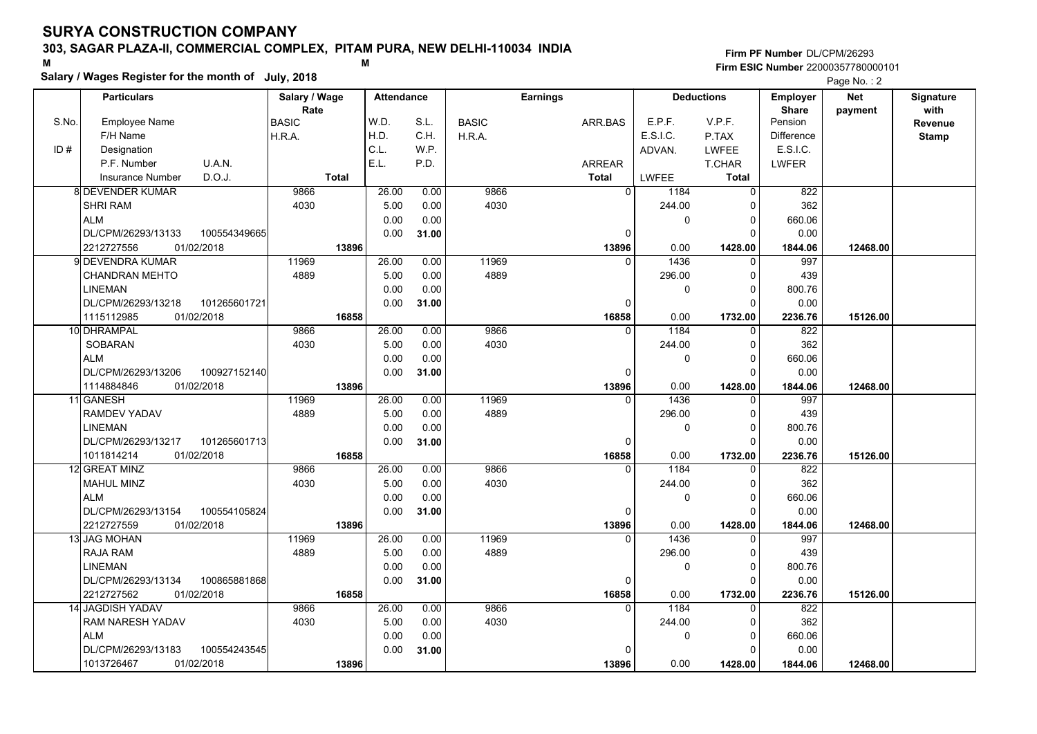# SURYA CONSTRUCTION COMPANY

**303, SAGAR PLAZA-II, COMMERCIAL COMPLEX, PITAM PURA, NEW DELHI-110034 INDIA**

**Salary / Wages Register for the month of July, 2018**

**Firm PF Number** DL/CPM/26293
**Firm ESIC Number** 22000357780000101

| S.No. / ID # | Employee Name / F/H Name / Designation / P.F. Number / U.A.N. / Insurance Number / D.O.J. | Salary / Wage Rate: BASIC / H.R.A. / Total | Attendance: W.D. / H.D. / C.L. / E.L. | Attendance: S.L. / C.H. / W.P. / P.D. | Earnings: BASIC / H.R.A. | Earnings: ARR.BAS / ARREAR / Total | Deductions: E.P.F. / E.S.I.C. / ADVAN. / LWFEE | Deductions: V.P.F. / P.TAX / LWFEE / T.CHAR / Total | Employer Share: Pension / Difference / E.S.I.C. / LWFER | Net payment | Signature with Revenue Stamp |
|---|---|---|---|---|---|---|---|---|---|---|---|
| 8 | DEVENDER KUMAR / SHRI RAM / ALM / DL/CPM/26293/13133 / 100554349665 / 2212727556 / 01/02/2018 | 9866 / 4030 / **13896** | 26.00 / 5.00 / 0.00 / 0.00 | 0.00 / 0.00 / 0.00 / **31.00** | 9866 / 4030 | 0 / 0 / **13896** | 1184 / 244.00 / 0 / 0.00 | 0 / 0 / 0 / 0 / **1428.00** | 822 / 362 / 660.06 / 0.00 / **1844.06** | **12468.00** | |
| 9 | DEVENDRA KUMAR / CHANDRAN MEHTO / LINEMAN / DL/CPM/26293/13218 / 101265601721 / 1115112985 / 01/02/2018 | 11969 / 4889 / **16858** | 26.00 / 5.00 / 0.00 / 0.00 | 0.00 / 0.00 / 0.00 / **31.00** | 11969 / 4889 | 0 / 0 / **16858** | 1436 / 296.00 / 0 / 0.00 | 0 / 0 / 0 / 0 / **1732.00** | 997 / 439 / 800.76 / 0.00 / **2236.76** | **15126.00** | |
| 10 | DHRAMPAL / SOBARAN / ALM / DL/CPM/26293/13206 / 100927152140 / 1114884846 / 01/02/2018 | 9866 / 4030 / **13896** | 26.00 / 5.00 / 0.00 / 0.00 | 0.00 / 0.00 / 0.00 / **31.00** | 9866 / 4030 | 0 / 0 / **13896** | 1184 / 244.00 / 0 / 0.00 | 0 / 0 / 0 / 0 / **1428.00** | 822 / 362 / 660.06 / 0.00 / **1844.06** | **12468.00** | |
| 11 | GANESH / RAMDEV YADAV / LINEMAN / DL/CPM/26293/13217 / 101265601713 / 1011814214 / 01/02/2018 | 11969 / 4889 / **16858** | 26.00 / 5.00 / 0.00 / 0.00 | 0.00 / 0.00 / 0.00 / **31.00** | 11969 / 4889 | 0 / 0 / **16858** | 1436 / 296.00 / 0 / 0.00 | 0 / 0 / 0 / 0 / **1732.00** | 997 / 439 / 800.76 / 0.00 / **2236.76** | **15126.00** | |
| 12 | GREAT MINZ / MAHUL MINZ / ALM / DL/CPM/26293/13154 / 100554105824 / 2212727559 / 01/02/2018 | 9866 / 4030 / **13896** | 26.00 / 5.00 / 0.00 / 0.00 | 0.00 / 0.00 / 0.00 / **31.00** | 9866 / 4030 | 0 / 0 / **13896** | 1184 / 244.00 / 0 / 0.00 | 0 / 0 / 0 / 0 / **1428.00** | 822 / 362 / 660.06 / 0.00 / **1844.06** | **12468.00** | |
| 13 | JAG MOHAN / RAJA RAM / LINEMAN / DL/CPM/26293/13134 / 100865881868 / 2212727562 / 01/02/2018 | 11969 / 4889 / **16858** | 26.00 / 5.00 / 0.00 / 0.00 | 0.00 / 0.00 / 0.00 / **31.00** | 11969 / 4889 | 0 / 0 / **16858** | 1436 / 296.00 / 0 / 0.00 | 0 / 0 / 0 / 0 / **1732.00** | 997 / 439 / 800.76 / 0.00 / **2236.76** | **15126.00** | |
| 14 | JAGDISH YADAV / RAM NARESH YADAV / ALM / DL/CPM/26293/13183 / 100554243545 / 1013726467 / 01/02/2018 | 9866 / 4030 / **13896** | 26.00 / 5.00 / 0.00 / 0.00 | 0.00 / 0.00 / 0.00 / **31.00** | 9866 / 4030 | 0 / 0 / **13896** | 1184 / 244.00 / 0 / 0.00 | 0 / 0 / 0 / 0 / **1428.00** | 822 / 362 / 660.06 / 0.00 / **1844.06** | **12468.00** | |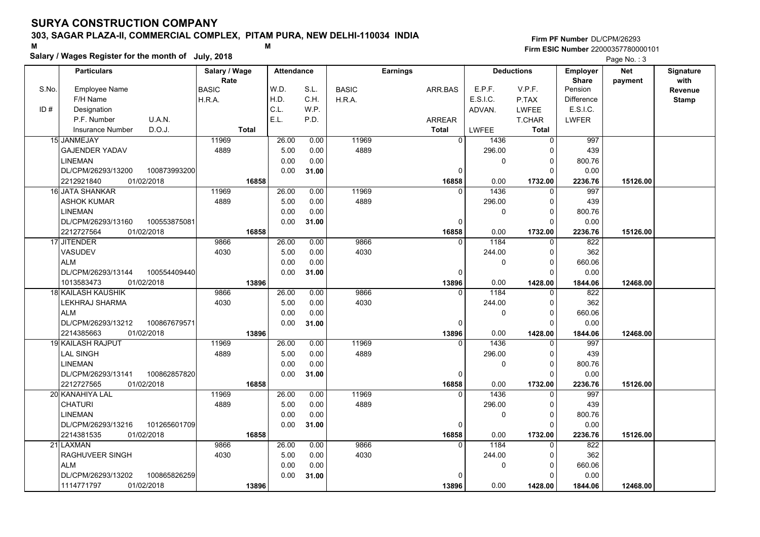# SURYA CONSTRUCTION COMPANY

**303, SAGAR PLAZA-II, COMMERCIAL COMPLEX, PITAM PURA, NEW DELHI-110034 INDIA**

M M

**Salary / Wages Register for the month of July, 2018**

**Firm PF Number** DL/CPM/26293
**Firm ESIC Number** 22000357780000101

| Particulars | | Salary / Wage Rate | Attendance | | Earnings | | Deductions | | Employer Share | Net payment | Signature with Revenue Stamp |
|---|---|---|---|---|---|---|---|---|---|---|---|
| S.No. Employee Name | | BASIC | W.D. | S.L. | BASIC | ARR.BAS | E.P.F. | V.P.F. | Pension | | |
| F/H Name | | H.R.A. | H.D. | C.H. | H.R.A. | | E.S.I.C. | P.TAX | Difference | | |
| ID # Designation | | | C.L. | W.P. | | | ADVAN. | LWFEE | E.S.I.C. | | |
| P.F. Number | U.A.N. | | E.L. | P.D. | | ARREAR | | T.CHAR | LWFER | | |
| Insurance Number | D.O.J. | Total | | | | Total | LWFEE | Total | | | |
| 15 JANMEJAY | | 11969 | 26.00 | 0.00 | 11969 | 0 | 1436 | 0 | 997 | | |
| GAJENDER YADAV | | 4889 | 5.00 | 0.00 | 4889 | | 296.00 | 0 | 439 | | |
| LINEMAN | | | 0.00 | 0.00 | | | 0 | 0 | 800.76 | | |
| DL/CPM/26293/13200 | 100873993200 | | 0.00 | 31.00 | | 0 | | 0 | 0.00 | | |
| 2212921840 | 01/02/2018 | 16858 | | | | 16858 | 0.00 | 1732.00 | 2236.76 | 15126.00 | |
| 16 JATA SHANKAR | | 11969 | 26.00 | 0.00 | 11969 | 0 | 1436 | 0 | 997 | | |
| ASHOK KUMAR | | 4889 | 5.00 | 0.00 | 4889 | | 296.00 | 0 | 439 | | |
| LINEMAN | | | 0.00 | 0.00 | | | 0 | 0 | 800.76 | | |
| DL/CPM/26293/13160 | 100553875081 | | 0.00 | 31.00 | | 0 | | 0 | 0.00 | | |
| 2212727564 | 01/02/2018 | 16858 | | | | 16858 | 0.00 | 1732.00 | 2236.76 | 15126.00 | |
| 17 JITENDER | | 9866 | 26.00 | 0.00 | 9866 | 0 | 1184 | 0 | 822 | | |
| VASUDEV | | 4030 | 5.00 | 0.00 | 4030 | | 244.00 | 0 | 362 | | |
| ALM | | | 0.00 | 0.00 | | | 0 | 0 | 660.06 | | |
| DL/CPM/26293/13144 | 100554409440 | | 0.00 | 31.00 | | 0 | | 0 | 0.00 | | |
| 1013583473 | 01/02/2018 | 13896 | | | | 13896 | 0.00 | 1428.00 | 1844.06 | 12468.00 | |
| 18 KAILASH KAUSHIK | | 9866 | 26.00 | 0.00 | 9866 | 0 | 1184 | 0 | 822 | | |
| LEKHRAJ SHARMA | | 4030 | 5.00 | 0.00 | 4030 | | 244.00 | 0 | 362 | | |
| ALM | | | 0.00 | 0.00 | | | 0 | 0 | 660.06 | | |
| DL/CPM/26293/13212 | 100867679571 | | 0.00 | 31.00 | | 0 | | 0 | 0.00 | | |
| 2214385663 | 01/02/2018 | 13896 | | | | 13896 | 0.00 | 1428.00 | 1844.06 | 12468.00 | |
| 19 KAILASH RAJPUT | | 11969 | 26.00 | 0.00 | 11969 | 0 | 1436 | 0 | 997 | | |
| LAL SINGH | | 4889 | 5.00 | 0.00 | 4889 | | 296.00 | 0 | 439 | | |
| LINEMAN | | | 0.00 | 0.00 | | | 0 | 0 | 800.76 | | |
| DL/CPM/26293/13141 | 100862857820 | | 0.00 | 31.00 | | 0 | | 0 | 0.00 | | |
| 2212727565 | 01/02/2018 | 16858 | | | | 16858 | 0.00 | 1732.00 | 2236.76 | 15126.00 | |
| 20 KANAHIYA LAL | | 11969 | 26.00 | 0.00 | 11969 | 0 | 1436 | 0 | 997 | | |
| CHATURI | | 4889 | 5.00 | 0.00 | 4889 | | 296.00 | 0 | 439 | | |
| LINEMAN | | | 0.00 | 0.00 | | | 0 | 0 | 800.76 | | |
| DL/CPM/26293/13216 | 101265601709 | | 0.00 | 31.00 | | 0 | | 0 | 0.00 | | |
| 2214381535 | 01/02/2018 | 16858 | | | | 16858 | 0.00 | 1732.00 | 2236.76 | 15126.00 | |
| 21 LAXMAN | | 9866 | 26.00 | 0.00 | 9866 | 0 | 1184 | 0 | 822 | | |
| RAGHUVEER SINGH | | 4030 | 5.00 | 0.00 | 4030 | | 244.00 | 0 | 362 | | |
| ALM | | | 0.00 | 0.00 | | | 0 | 0 | 660.06 | | |
| DL/CPM/26293/13202 | 100865826259 | | 0.00 | 31.00 | | 0 | | 0 | 0.00 | | |
| 1114771797 | 01/02/2018 | 13896 | | | | 13896 | 0.00 | 1428.00 | 1844.06 | 12468.00 | |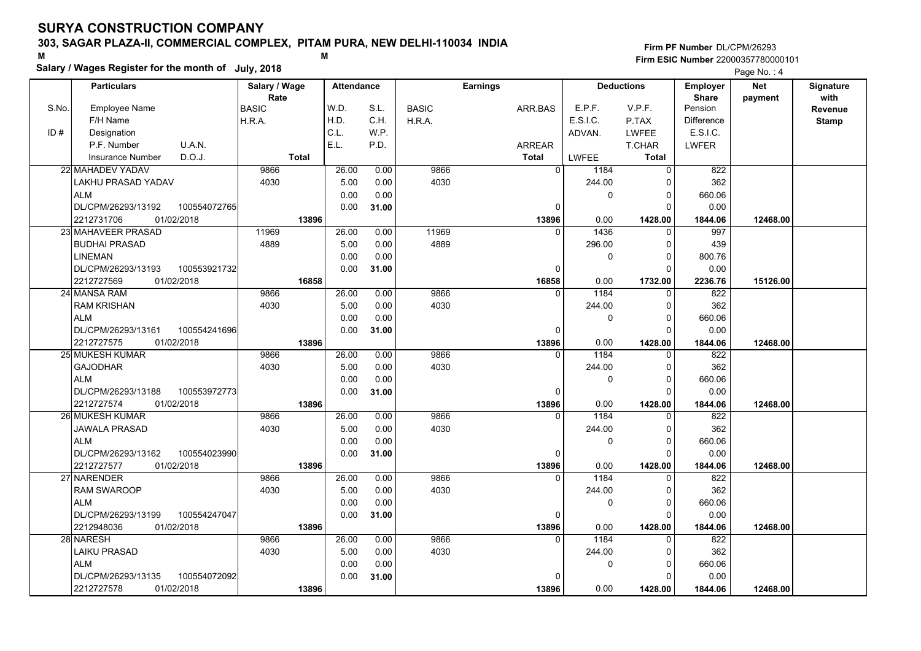# SURYA CONSTRUCTION COMPANY

**303, SAGAR PLAZA-II, COMMERCIAL COMPLEX, PITAM PURA, NEW DELHI-110034 INDIA**

M M

**Salary / Wages Register for the month of July, 2018**

**Firm PF Number** DL/CPM/26293
**Firm ESIC Number** 22000357780000101

Page No. : 4

| S.No. / ID # | Employee Name / F/H Name / Designation / P.F. Number U.A.N. / Insurance Number D.O.J. | Salary / Wage Rate: BASIC / H.R.A. / Total | W.D. / H.D. / C.L. / E.L. | S.L. / C.H. / W.P. / P.D. | Earnings: BASIC / H.R.A. | ARR.BAS / ARREAR / Total | E.P.F. / E.S.I.C. / ADVAN. / LWFEE | V.P.F. / P.TAX / LWFEE / T.CHAR / Total | Employer Share: Pension / Difference / E.S.I.C. / LWFER | Net payment | Signature with Revenue Stamp |
|---|---|---|---|---|---|---|---|---|---|---|---|
| 22 | MAHADEV YADAV<br>LAKHU PRASAD YADAV<br>ALM<br>DL/CPM/26293/13192 100554072765<br>2212731706 01/02/2018 | 9866<br>4030<br>**13896** | 26.00<br>5.00<br>0.00<br>0.00 | 0.00<br>0.00<br>0.00<br>**31.00** | 9866<br>4030 | 0<br>0<br>**13896** | 1184<br>244.00<br>0<br>0.00 | 0<br>0<br>0<br>0<br>**1428.00** | 822<br>362<br>660.06<br>0.00<br>**1844.06** | **12468.00** | |
| 23 | MAHAVEER PRASAD<br>BUDHAI PRASAD<br>LINEMAN<br>DL/CPM/26293/13193 100553921732<br>2212727569 01/02/2018 | 11969<br>4889<br>**16858** | 26.00<br>5.00<br>0.00<br>0.00 | 0.00<br>0.00<br>0.00<br>**31.00** | 11969<br>4889 | 0<br>0<br>**16858** | 1436<br>296.00<br>0<br>0.00 | 0<br>0<br>0<br>0<br>**1732.00** | 997<br>439<br>800.76<br>0.00<br>**2236.76** | **15126.00** | |
| 24 | MANSA RAM<br>RAM KRISHAN<br>ALM<br>DL/CPM/26293/13161 100554241696<br>2212727575 01/02/2018 | 9866<br>4030<br>**13896** | 26.00<br>5.00<br>0.00<br>0.00 | 0.00<br>0.00<br>0.00<br>**31.00** | 9866<br>4030 | 0<br>0<br>**13896** | 1184<br>244.00<br>0<br>0.00 | 0<br>0<br>0<br>0<br>**1428.00** | 822<br>362<br>660.06<br>0.00<br>**1844.06** | **12468.00** | |
| 25 | MUKESH KUMAR<br>GAJODHAR<br>ALM<br>DL/CPM/26293/13188 100553972773<br>2212727574 01/02/2018 | 9866<br>4030<br>**13896** | 26.00<br>5.00<br>0.00<br>0.00 | 0.00<br>0.00<br>0.00<br>**31.00** | 9866<br>4030 | 0<br>0<br>**13896** | 1184<br>244.00<br>0<br>0.00 | 0<br>0<br>0<br>0<br>**1428.00** | 822<br>362<br>660.06<br>0.00<br>**1844.06** | **12468.00** | |
| 26 | MUKESH KUMAR<br>JAWALA PRASAD<br>ALM<br>DL/CPM/26293/13162 100554023990<br>2212727577 01/02/2018 | 9866<br>4030<br>**13896** | 26.00<br>5.00<br>0.00<br>0.00 | 0.00<br>0.00<br>0.00<br>**31.00** | 9866<br>4030 | 0<br>0<br>**13896** | 1184<br>244.00<br>0<br>0.00 | 0<br>0<br>0<br>0<br>**1428.00** | 822<br>362<br>660.06<br>0.00<br>**1844.06** | **12468.00** | |
| 27 | NARENDER<br>RAM SWAROOP<br>ALM<br>DL/CPM/26293/13199 100554247047<br>2212948036 01/02/2018 | 9866<br>4030<br>**13896** | 26.00<br>5.00<br>0.00<br>0.00 | 0.00<br>0.00<br>0.00<br>**31.00** | 9866<br>4030 | 0<br>0<br>**13896** | 1184<br>244.00<br>0<br>0.00 | 0<br>0<br>0<br>0<br>**1428.00** | 822<br>362<br>660.06<br>0.00<br>**1844.06** | **12468.00** | |
| 28 | NARESH<br>LAIKU PRASAD<br>ALM<br>DL/CPM/26293/13135 100554072092<br>2212727578 01/02/2018 | 9866<br>4030<br>**13896** | 26.00<br>5.00<br>0.00<br>0.00 | 0.00<br>0.00<br>0.00<br>**31.00** | 9866<br>4030 | 0<br>0<br>**13896** | 1184<br>244.00<br>0<br>0.00 | 0<br>0<br>0<br>0<br>**1428.00** | 822<br>362<br>660.06<br>0.00<br>**1844.06** | **12468.00** | |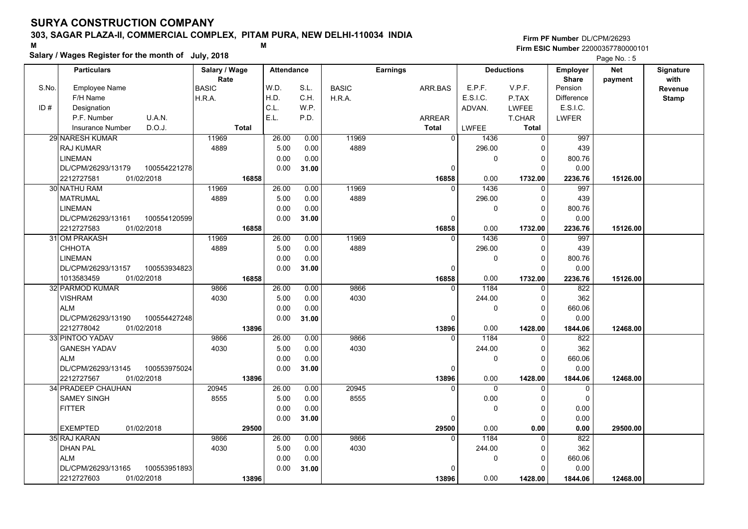# SURYA CONSTRUCTION COMPANY

## 303, SAGAR PLAZA-II, COMMERCIAL COMPLEX, PITAM PURA, NEW DELHI-110034 INDIA

M M

**Salary / Wages Register for the month of July, 2018**

Firm PF Number DL/CPM/26293
Firm ESIC Number 22000357780000101

| S.No. / ID # | Employee Name / F/H Name / Designation / P.F. Number, U.A.N. / Insurance Number, D.O.J. | Salary / Wage Rate: BASIC / H.R.A. / Total | W.D. / H.D. / C.L. / E.L. | S.L. / C.H. / W.P. / P.D. | Earnings: BASIC / H.R.A. | ARR.BAS / ARREAR / Total | E.P.F. / E.S.I.C. / ADVAN. / LWFEE | V.P.F. / P.TAX / LWFEE / T.CHAR / Total | Employer Share: Pension / Difference / E.S.I.C. / LWFER | Net payment | Signature with Revenue Stamp |
|---|---|---|---|---|---|---|---|---|---|---|---|
| 29 | NARESH KUMAR | 11969 | 26.00 | 0.00 | 11969 | 0 | 1436 | 0 | 997 | | |
| | RAJ KUMAR | 4889 | 5.00 | 0.00 | 4889 | | 296.00 | 0 | 439 | | |
| | LINEMAN | | 0.00 | 0.00 | | | 0 | 0 | 800.76 | | |
| | DL/CPM/26293/13179 100554221278 | | 0.00 | 31.00 | | 0 | | 0 | 0.00 | | |
| | 2212727581 01/02/2018 | 16858 | | | | 16858 | 0.00 | 1732.00 | 2236.76 | 15126.00 | |
| 30 | NATHU RAM | 11969 | 26.00 | 0.00 | 11969 | 0 | 1436 | 0 | 997 | | |
| | MATRUMAL | 4889 | 5.00 | 0.00 | 4889 | | 296.00 | 0 | 439 | | |
| | LINEMAN | | 0.00 | 0.00 | | | 0 | 0 | 800.76 | | |
| | DL/CPM/26293/13161 100554120599 | | 0.00 | 31.00 | | 0 | | 0 | 0.00 | | |
| | 2212727583 01/02/2018 | 16858 | | | | 16858 | 0.00 | 1732.00 | 2236.76 | 15126.00 | |
| 31 | OM PRAKASH | 11969 | 26.00 | 0.00 | 11969 | 0 | 1436 | 0 | 997 | | |
| | CHHOTA | 4889 | 5.00 | 0.00 | 4889 | | 296.00 | 0 | 439 | | |
| | LINEMAN | | 0.00 | 0.00 | | | 0 | 0 | 800.76 | | |
| | DL/CPM/26293/13157 100553934823 | | 0.00 | 31.00 | | 0 | | 0 | 0.00 | | |
| | 1013583459 01/02/2018 | 16858 | | | | 16858 | 0.00 | 1732.00 | 2236.76 | 15126.00 | |
| 32 | PARMOD KUMAR | 9866 | 26.00 | 0.00 | 9866 | 0 | 1184 | 0 | 822 | | |
| | VISHRAM | 4030 | 5.00 | 0.00 | 4030 | | 244.00 | 0 | 362 | | |
| | ALM | | 0.00 | 0.00 | | | 0 | 0 | 660.06 | | |
| | DL/CPM/26293/13190 100554427248 | | 0.00 | 31.00 | | 0 | | 0 | 0.00 | | |
| | 2212778042 01/02/2018 | 13896 | | | | 13896 | 0.00 | 1428.00 | 1844.06 | 12468.00 | |
| 33 | PINTOO YADAV | 9866 | 26.00 | 0.00 | 9866 | 0 | 1184 | 0 | 822 | | |
| | GANESH YADAV | 4030 | 5.00 | 0.00 | 4030 | | 244.00 | 0 | 362 | | |
| | ALM | | 0.00 | 0.00 | | | 0 | 0 | 660.06 | | |
| | DL/CPM/26293/13145 100553975024 | | 0.00 | 31.00 | | 0 | | 0 | 0.00 | | |
| | 2212727567 01/02/2018 | 13896 | | | | 13896 | 0.00 | 1428.00 | 1844.06 | 12468.00 | |
| 34 | PRADEEP CHAUHAN | 20945 | 26.00 | 0.00 | 20945 | 0 | 0 | 0 | 0 | | |
| | SAMEY SINGH | 8555 | 5.00 | 0.00 | 8555 | | 0.00 | 0 | 0 | | |
| | FITTER | | 0.00 | 0.00 | | | 0 | 0 | 0.00 | | |
| | | | 0.00 | 31.00 | | 0 | | 0 | 0.00 | | |
| | EXEMPTED 01/02/2018 | 29500 | | | | 29500 | 0.00 | 0.00 | 0.00 | 29500.00 | |
| 35 | RAJ KARAN | 9866 | 26.00 | 0.00 | 9866 | 0 | 1184 | 0 | 822 | | |
| | DHAN PAL | 4030 | 5.00 | 0.00 | 4030 | | 244.00 | 0 | 362 | | |
| | ALM | | 0.00 | 0.00 | | | 0 | 0 | 660.06 | | |
| | DL/CPM/26293/13165 100553951893 | | 0.00 | 31.00 | | 0 | | 0 | 0.00 | | |
| | 2212727603 01/02/2018 | 13896 | | | | 13896 | 0.00 | 1428.00 | 1844.06 | 12468.00 | |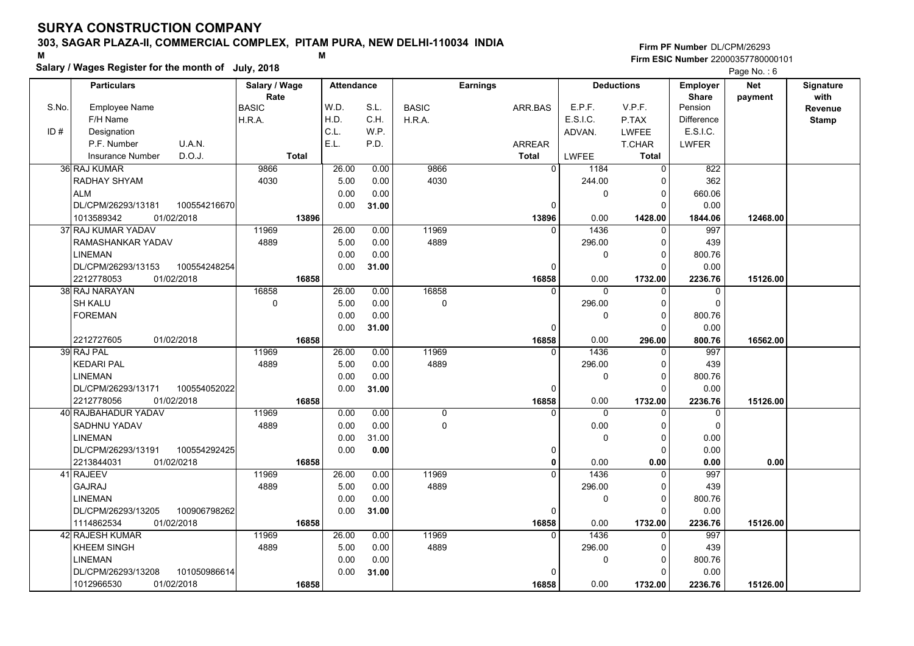# SURYA CONSTRUCTION COMPANY

**303, SAGAR PLAZA-II, COMMERCIAL COMPLEX, PITAM PURA, NEW DELHI-110034 INDIA**

M M

**Salary / Wages Register for the month of July, 2018**

**Firm PF Number** DL/CPM/26293
**Firm ESIC Number** 22000357780000101

| S.No. / ID # | Employee Name / F/H Name / Designation / P.F. Number / U.A.N. / Insurance Number / D.O.J. | Salary / Wage Rate: BASIC / H.R.A. / Total | W.D. / H.D. / C.L. / E.L. | S.L. / C.H. / W.P. / P.D. | Earnings: BASIC / H.R.A. | ARR.BAS / ARREAR / Total | E.P.F. / E.S.I.C. / ADVAN. / LWFEE | V.P.F. / P.TAX / LWFEE / T.CHAR / Total | Employer Share: Pension / Difference / E.S.I.C. / LWFER | Net payment | Signature with Revenue Stamp |
|---|---|---|---|---|---|---|---|---|---|---|---|
| 36 | RAJ KUMAR / RADHAY SHYAM / ALM / DL/CPM/26293/13181 / 100554216670 / 1013589342 / 01/02/2018 | 9866 / 4030 / 13896 | 26.00 / 5.00 / 0.00 / 0.00 | 0.00 / 0.00 / 0.00 / 31.00 | 9866 / 4030 | 0 / 0 / 13896 | 1184 / 244.00 / 0 / 0.00 | 0 / 0 / 0 / 0 / 1428.00 | 822 / 362 / 660.06 / 0.00 / 1844.06 | 12468.00 | |
| 37 | RAJ KUMAR YADAV / RAMASHANKAR YADAV / LINEMAN / DL/CPM/26293/13153 / 100554248254 / 2212778053 / 01/02/2018 | 11969 / 4889 / 16858 | 26.00 / 5.00 / 0.00 / 0.00 | 0.00 / 0.00 / 0.00 / 31.00 | 11969 / 4889 | 0 / 0 / 16858 | 1436 / 296.00 / 0 / 0.00 | 0 / 0 / 0 / 0 / 1732.00 | 997 / 439 / 800.76 / 0.00 / 2236.76 | 15126.00 | |
| 38 | RAJ NARAYAN / SH KALU / FOREMAN / 2212727605 / 01/02/2018 | 16858 / 0 / 16858 | 26.00 / 5.00 / 0.00 / 0.00 | 0.00 / 0.00 / 0.00 / 31.00 | 16858 / 0 | 0 / 0 / 16858 | 0 / 296.00 / 0 / 0.00 | 0 / 0 / 0 / 0 / 296.00 | 0 / 0 / 800.76 / 0.00 / 800.76 | 16562.00 | |
| 39 | RAJ PAL / KEDARI PAL / LINEMAN / DL/CPM/26293/13171 / 100554052022 / 2212778056 / 01/02/2018 | 11969 / 4889 / 16858 | 26.00 / 5.00 / 0.00 / 0.00 | 0.00 / 0.00 / 0.00 / 31.00 | 11969 / 4889 | 0 / 0 / 16858 | 1436 / 296.00 / 0 / 0.00 | 0 / 0 / 0 / 0 / 1732.00 | 997 / 439 / 800.76 / 0.00 / 2236.76 | 15126.00 | |
| 40 | RAJBAHADUR YADAV / SADHNU YADAV / LINEMAN / DL/CPM/26293/13191 / 100554292425 / 2213844031 / 01/02/0218 | 11969 / 4889 / 16858 | 0.00 / 0.00 / 0.00 / 0.00 | 0.00 / 0.00 / 31.00 / 0.00 | 0 / 0 | 0 / 0 / 0 | 0 / 0.00 / 0 / 0.00 | 0 / 0 / 0 / 0 / 0.00 | 0 / 0 / 0.00 / 0.00 / 0.00 | 0.00 | |
| 41 | RAJEEV / GAJRAJ / LINEMAN / DL/CPM/26293/13205 / 100906798262 / 1114862534 / 01/02/2018 | 11969 / 4889 / 16858 | 26.00 / 5.00 / 0.00 / 0.00 | 0.00 / 0.00 / 0.00 / 31.00 | 11969 / 4889 | 0 / 0 / 16858 | 1436 / 296.00 / 0 / 0.00 | 0 / 0 / 0 / 0 / 1732.00 | 997 / 439 / 800.76 / 0.00 / 2236.76 | 15126.00 | |
| 42 | RAJESH KUMAR / KHEEM SINGH / LINEMAN / DL/CPM/26293/13208 / 101050986614 / 1012966530 / 01/02/2018 | 11969 / 4889 / 16858 | 26.00 / 5.00 / 0.00 / 0.00 | 0.00 / 0.00 / 0.00 / 31.00 | 11969 / 4889 | 0 / 0 / 16858 | 1436 / 296.00 / 0 / 0.00 | 0 / 0 / 0 / 0 / 1732.00 | 997 / 439 / 800.76 / 0.00 / 2236.76 | 15126.00 | |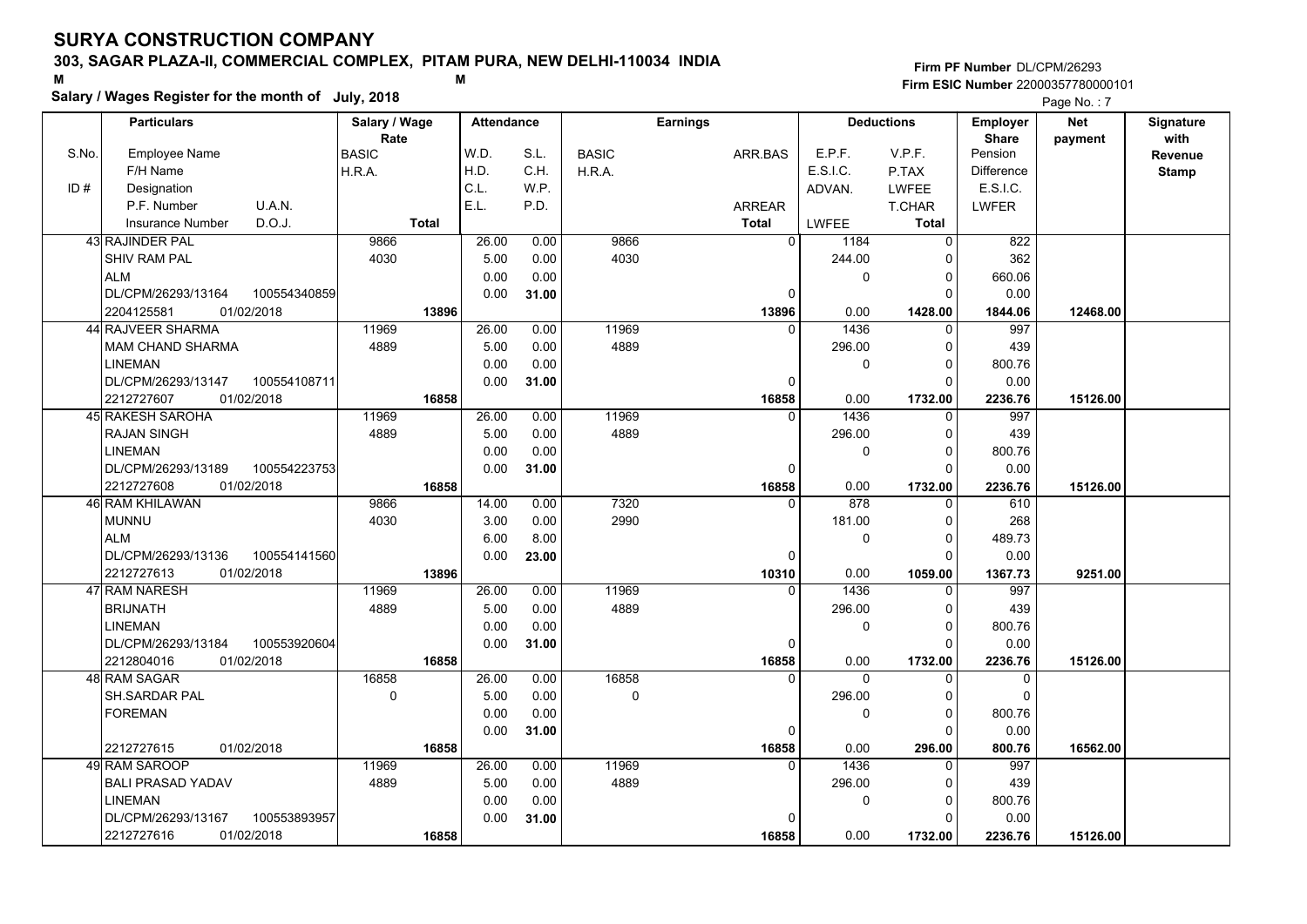# SURYA CONSTRUCTION COMPANY

**303, SAGAR PLAZA-II, COMMERCIAL COMPLEX, PITAM PURA, NEW DELHI-110034 INDIA**

**Salary / Wages Register for the month of July, 2018**

**Firm PF Number** DL/CPM/26293
**Firm ESIC Number** 22000357780000101

| S.No. / ID # | Particulars (Employee Name / F/H Name / Designation / P.F. Number, U.A.N. / Insurance Number, D.O.J.) | Salary / Wage Rate (BASIC / H.R.A. / Total) | Attendance (W.D. / H.D. / C.L. / E.L.) | Attendance (S.L. / C.H. / W.P. / P.D.) | Earnings (BASIC / H.R.A.) | Earnings (ARR.BAS / ARREAR / Total) | Deductions (E.P.F. / E.S.I.C. / ADVAN. / LWFEE) | Deductions (V.P.F. / P.TAX / LWFEE / T.CHAR / Total) | Employer Share (Pension / Difference / E.S.I.C. / LWFER) | Net payment | Signature with Revenue Stamp |
|---|---|---|---|---|---|---|---|---|---|---|---|
| 43 | RAJINDER PAL / SHIV RAM PAL / ALM / DL/CPM/26293/13164, 100554340859 / 2204125581, 01/02/2018 | 9866 / 4030 / **13896** | 26.00 / 5.00 / 0.00 / 0.00 | 0.00 / 0.00 / 0.00 / **31.00** | 9866 / 4030 | 0 / 0 / **13896** | 1184 / 244.00 / 0 / 0.00 | 0 / 0 / 0 / 0 / **1428.00** | 822 / 362 / 660.06 / 0.00 / **1844.06** | **12468.00** | |
| 44 | RAJVEER SHARMA / MAM CHAND SHARMA / LINEMAN / DL/CPM/26293/13147, 100554108711 / 2212727607, 01/02/2018 | 11969 / 4889 / **16858** | 26.00 / 5.00 / 0.00 / 0.00 | 0.00 / 0.00 / 0.00 / **31.00** | 11969 / 4889 | 0 / 0 / **16858** | 1436 / 296.00 / 0 / 0.00 | 0 / 0 / 0 / 0 / **1732.00** | 997 / 439 / 800.76 / 0.00 / **2236.76** | **15126.00** | |
| 45 | RAKESH SAROHA / RAJAN SINGH / LINEMAN / DL/CPM/26293/13189, 100554223753 / 2212727608, 01/02/2018 | 11969 / 4889 / **16858** | 26.00 / 5.00 / 0.00 / 0.00 | 0.00 / 0.00 / 0.00 / **31.00** | 11969 / 4889 | 0 / 0 / **16858** | 1436 / 296.00 / 0 / 0.00 | 0 / 0 / 0 / 0 / **1732.00** | 997 / 439 / 800.76 / 0.00 / **2236.76** | **15126.00** | |
| 46 | RAM KHILAWAN / MUNNU / ALM / DL/CPM/26293/13136, 100554141560 / 2212727613, 01/02/2018 | 9866 / 4030 / **13896** | 14.00 / 3.00 / 6.00 / 0.00 | 0.00 / 0.00 / 8.00 / **23.00** | 7320 / 2990 | 0 / 0 / **10310** | 878 / 181.00 / 0 / 0.00 | 0 / 0 / 0 / 0 / **1059.00** | 610 / 268 / 489.73 / 0.00 / **1367.73** | **9251.00** | |
| 47 | RAM NARESH / BRIJNATH / LINEMAN / DL/CPM/26293/13184, 100553920604 / 2212804016, 01/02/2018 | 11969 / 4889 / **16858** | 26.00 / 5.00 / 0.00 / 0.00 | 0.00 / 0.00 / 0.00 / **31.00** | 11969 / 4889 | 0 / 0 / **16858** | 1436 / 296.00 / 0 / 0.00 | 0 / 0 / 0 / 0 / **1732.00** | 997 / 439 / 800.76 / 0.00 / **2236.76** | **15126.00** | |
| 48 | RAM SAGAR / SH.SARDAR PAL / FOREMAN / / 2212727615, 01/02/2018 | 16858 / 0 / **16858** | 26.00 / 5.00 / 0.00 / 0.00 | 0.00 / 0.00 / 0.00 / **31.00** | 16858 / 0 | 0 / 0 / **16858** | 0 / 296.00 / 0 / 0.00 | 0 / 0 / 0 / 0 / **296.00** | 0 / 0 / 800.76 / 0.00 / **800.76** | **16562.00** | |
| 49 | RAM SAROOP / BALI PRASAD YADAV / LINEMAN / DL/CPM/26293/13167, 100553893957 / 2212727616, 01/02/2018 | 11969 / 4889 / **16858** | 26.00 / 5.00 / 0.00 / 0.00 | 0.00 / 0.00 / 0.00 / **31.00** | 11969 / 4889 | 0 / 0 / **16858** | 1436 / 296.00 / 0 / 0.00 | 0 / 0 / 0 / 0 / **1732.00** | 997 / 439 / 800.76 / 0.00 / **2236.76** | **15126.00** | |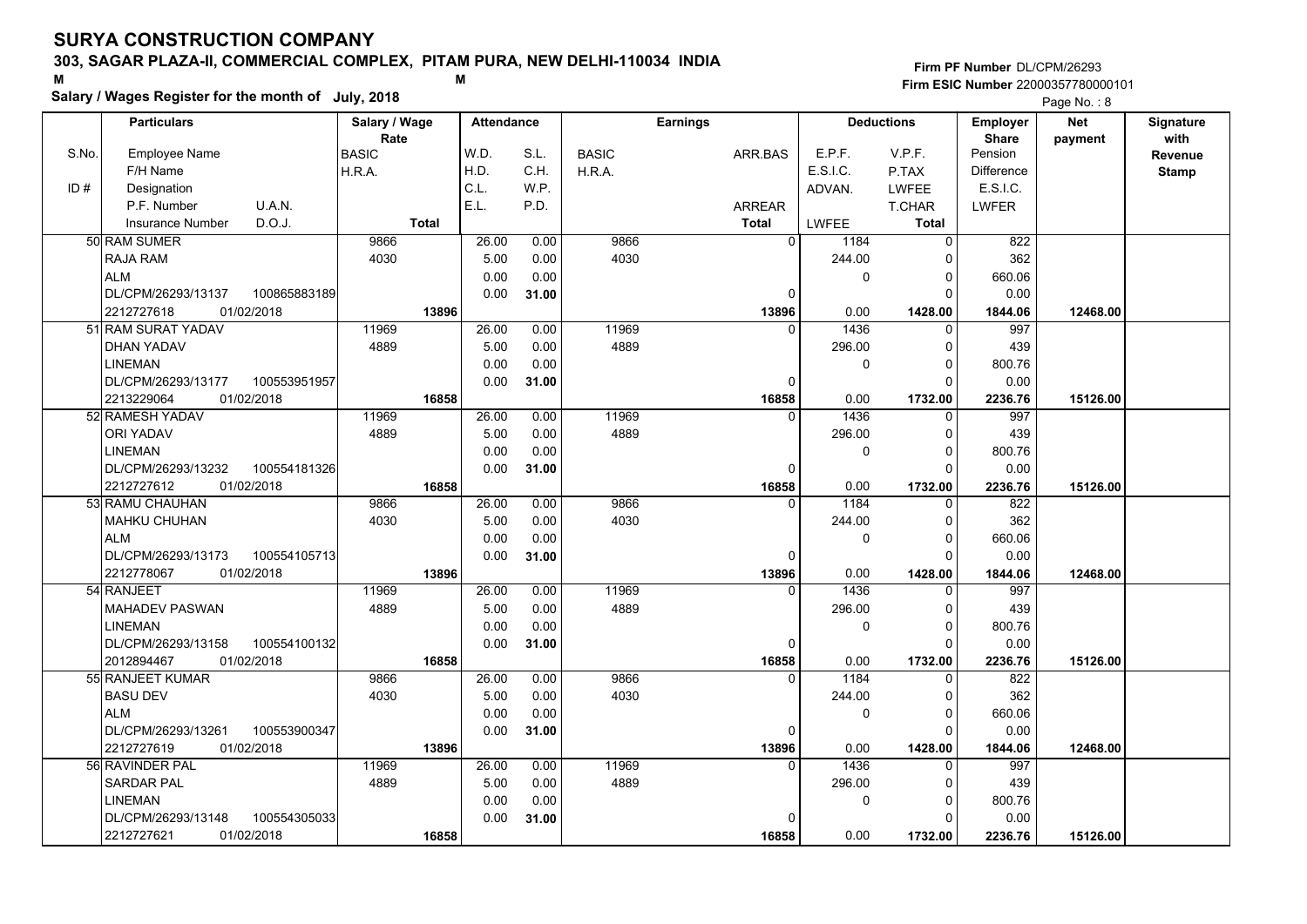# SURYA CONSTRUCTION COMPANY

## 303, SAGAR PLAZA-II, COMMERCIAL COMPLEX, PITAM PURA, NEW DELHI-110034 INDIA

M M

**Salary / Wages Register for the month of July, 2018**

Firm PF Number DL/CPM/26293
Firm ESIC Number 22000357780000101

| S.No. / ID # | Particulars (Employee Name / F/H Name / Designation / P.F. Number U.A.N. / Insurance Number D.O.J.) | Salary / Wage Rate (BASIC / H.R.A. / Total) | Attendance (W.D. / H.D. / C.L. / E.L.) | Attendance (S.L. / C.H. / W.P. / P.D.) | Earnings (BASIC / H.R.A.) | Earnings (ARR.BAS / ARREAR / Total) | Deductions (E.P.F. / E.S.I.C. / ADVAN. / LWFEE) | Deductions (V.P.F. / P.TAX / LWFEE / T.CHAR / Total) | Employer Share (Pension / Difference / E.S.I.C. / LWFER) | Net payment | Signature with Revenue Stamp |
|---|---|---|---|---|---|---|---|---|---|---|---|
| 50 | RAM SUMER<br>RAJA RAM<br>ALM<br>DL/CPM/26293/13137 100865883189<br>2212727618 01/02/2018 | 9866<br>4030<br><br><br>**13896** | 26.00<br>5.00<br>0.00<br>0.00 | 0.00<br>0.00<br>0.00<br>**31.00** | 9866<br>4030 | 0<br><br><br>0<br>**13896** | 1184<br>244.00<br>0<br><br>0.00 | 0<br>0<br>0<br>0<br>**1428.00** | 822<br>362<br>660.06<br>0.00<br>**1844.06** | **12468.00** | |
| 51 | RAM SURAT YADAV<br>DHAN YADAV<br>LINEMAN<br>DL/CPM/26293/13177 100553951957<br>2213229064 01/02/2018 | 11969<br>4889<br><br><br>**16858** | 26.00<br>5.00<br>0.00<br>0.00 | 0.00<br>0.00<br>0.00<br>**31.00** | 11969<br>4889 | 0<br><br><br>0<br>**16858** | 1436<br>296.00<br>0<br><br>0.00 | 0<br>0<br>0<br>0<br>**1732.00** | 997<br>439<br>800.76<br>0.00<br>**2236.76** | **15126.00** | |
| 52 | RAMESH YADAV<br>ORI YADAV<br>LINEMAN<br>DL/CPM/26293/13232 100554181326<br>2212727612 01/02/2018 | 11969<br>4889<br><br><br>**16858** | 26.00<br>5.00<br>0.00<br>0.00 | 0.00<br>0.00<br>0.00<br>**31.00** | 11969<br>4889 | 0<br><br><br>0<br>**16858** | 1436<br>296.00<br>0<br><br>0.00 | 0<br>0<br>0<br>0<br>**1732.00** | 997<br>439<br>800.76<br>0.00<br>**2236.76** | **15126.00** | |
| 53 | RAMU CHAUHAN<br>MAHKU CHUHAN<br>ALM<br>DL/CPM/26293/13173 100554105713<br>2212778067 01/02/2018 | 9866<br>4030<br><br><br>**13896** | 26.00<br>5.00<br>0.00<br>0.00 | 0.00<br>0.00<br>0.00<br>**31.00** | 9866<br>4030 | 0<br><br><br>0<br>**13896** | 1184<br>244.00<br>0<br><br>0.00 | 0<br>0<br>0<br>0<br>**1428.00** | 822<br>362<br>660.06<br>0.00<br>**1844.06** | **12468.00** | |
| 54 | RANJEET<br>MAHADEV PASWAN<br>LINEMAN<br>DL/CPM/26293/13158 100554100132<br>2012894467 01/02/2018 | 11969<br>4889<br><br><br>**16858** | 26.00<br>5.00<br>0.00<br>0.00 | 0.00<br>0.00<br>0.00<br>**31.00** | 11969<br>4889 | 0<br><br><br>0<br>**16858** | 1436<br>296.00<br>0<br><br>0.00 | 0<br>0<br>0<br>0<br>**1732.00** | 997<br>439<br>800.76<br>0.00<br>**2236.76** | **15126.00** | |
| 55 | RANJEET KUMAR<br>BASU DEV<br>ALM<br>DL/CPM/26293/13261 100553900347<br>2212727619 01/02/2018 | 9866<br>4030<br><br><br>**13896** | 26.00<br>5.00<br>0.00<br>0.00 | 0.00<br>0.00<br>0.00<br>**31.00** | 9866<br>4030 | 0<br><br><br>0<br>**13896** | 1184<br>244.00<br>0<br><br>0.00 | 0<br>0<br>0<br>0<br>**1428.00** | 822<br>362<br>660.06<br>0.00<br>**1844.06** | **12468.00** | |
| 56 | RAVINDER PAL<br>SARDAR PAL<br>LINEMAN<br>DL/CPM/26293/13148 100554305033<br>2212727621 01/02/2018 | 11969<br>4889<br><br><br>**16858** | 26.00<br>5.00<br>0.00<br>0.00 | 0.00<br>0.00<br>0.00<br>**31.00** | 11969<br>4889 | 0<br><br><br>0<br>**16858** | 1436<br>296.00<br>0<br><br>0.00 | 0<br>0<br>0<br>0<br>**1732.00** | 997<br>439<br>800.76<br>0.00<br>**2236.76** | **15126.00** | |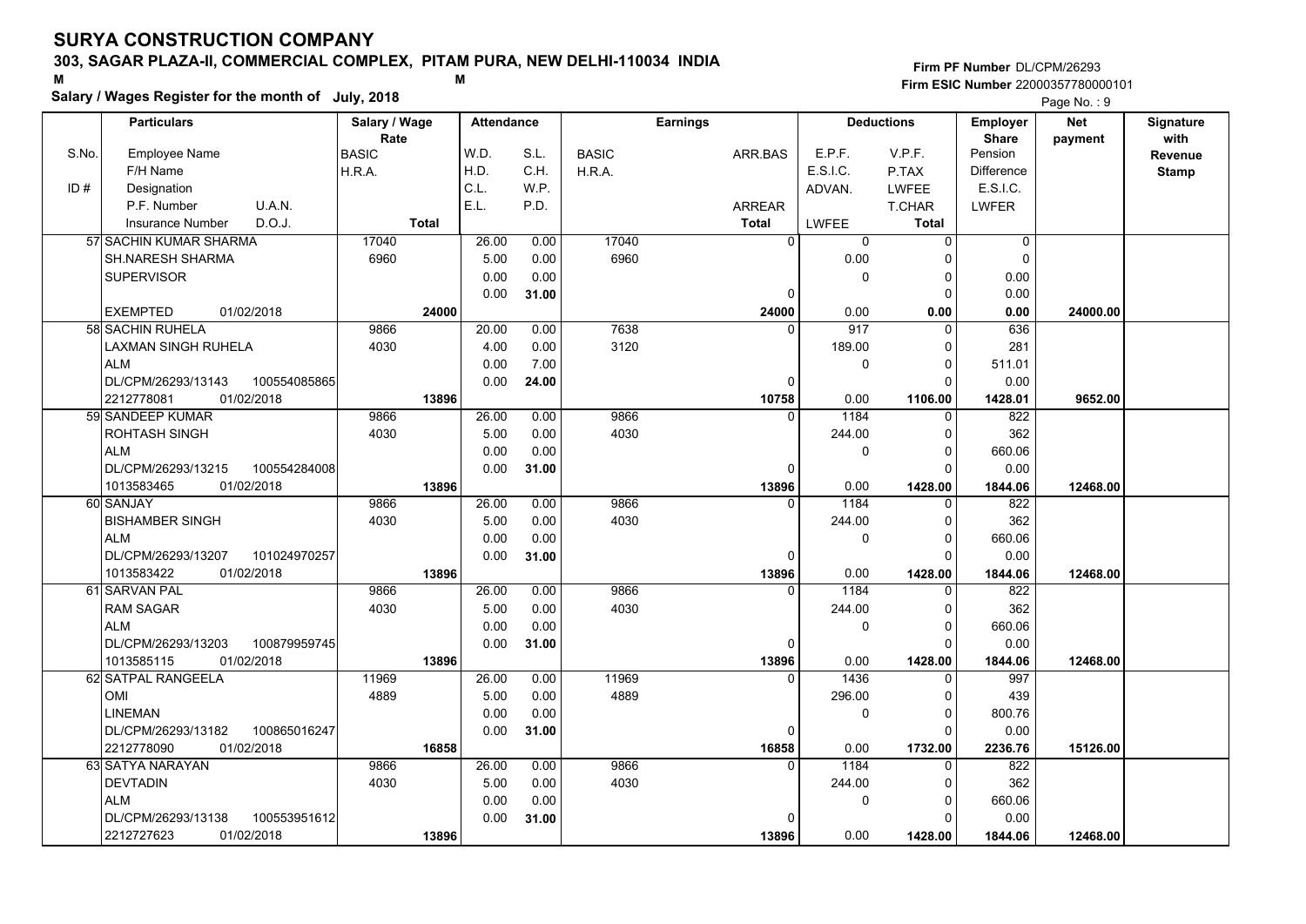# SURYA CONSTRUCTION COMPANY

## 303, SAGAR PLAZA-II, COMMERCIAL COMPLEX, PITAM PURA, NEW DELHI-110034 INDIA

M M

**Salary / Wages Register for the month of July, 2018**

Firm PF Number DL/CPM/26293
Firm ESIC Number 22000357780000101

| S.No. | Particulars: Employee Name / F/H Name / Designation / P.F. Number U.A.N. / Insurance Number D.O.J. | Salary / Wage Rate: BASIC / H.R.A. / Total | Attendance: W.D. / H.D. / C.L. / E.L. | Attendance: S.L. / C.H. / W.P. / P.D. | Earnings: BASIC / H.R.A. | Earnings: ARR.BAS / ARREAR / Total | Deductions: E.P.F. / E.S.I.C. / ADVAN. / LWFEE | Deductions: V.P.F. / P.TAX / LWFEE / T.CHAR / Total | Employer Share: Pension / Difference / E.S.I.C. / LWFER | Net payment | Signature with Revenue Stamp |
|---|---|---|---|---|---|---|---|---|---|---|---|
| 57 | SACHIN KUMAR SHARMA / SH.NARESH SHARMA / SUPERVISOR / / EXEMPTED 01/02/2018 | 17040 / 6960 / 24000 | 26.00 / 5.00 / 0.00 / 0.00 | 0.00 / 0.00 / 0.00 / 31.00 | 17040 / 6960 | 0 / 0 / 24000 | 0 / 0.00 / 0 / 0.00 | 0 / 0 / 0 / 0 / 0.00 | 0 / 0 / 0.00 / 0.00 / 0.00 | 24000.00 | |
| 58 | SACHIN RUHELA / LAXMAN SINGH RUHELA / ALM / DL/CPM/26293/13143 100554085865 / 2212778081 01/02/2018 | 9866 / 4030 / 13896 | 20.00 / 4.00 / 0.00 / 0.00 | 0.00 / 0.00 / 7.00 / 24.00 | 7638 / 3120 | 0 / 0 / 10758 | 917 / 189.00 / 0 / 0.00 | 0 / 0 / 0 / 0 / 1106.00 | 636 / 281 / 511.01 / 0.00 / 1428.01 | 9652.00 | |
| 59 | SANDEEP KUMAR / ROHTASH SINGH / ALM / DL/CPM/26293/13215 100554284008 / 1013583465 01/02/2018 | 9866 / 4030 / 13896 | 26.00 / 5.00 / 0.00 / 0.00 | 0.00 / 0.00 / 0.00 / 31.00 | 9866 / 4030 | 0 / 0 / 13896 | 1184 / 244.00 / 0 / 0.00 | 0 / 0 / 0 / 0 / 1428.00 | 822 / 362 / 660.06 / 0.00 / 1844.06 | 12468.00 | |
| 60 | SANJAY / BISHAMBER SINGH / ALM / DL/CPM/26293/13207 101024970257 / 1013583422 01/02/2018 | 9866 / 4030 / 13896 | 26.00 / 5.00 / 0.00 / 0.00 | 0.00 / 0.00 / 0.00 / 31.00 | 9866 / 4030 | 0 / 0 / 13896 | 1184 / 244.00 / 0 / 0.00 | 0 / 0 / 0 / 0 / 1428.00 | 822 / 362 / 660.06 / 0.00 / 1844.06 | 12468.00 | |
| 61 | SARVAN PAL / RAM SAGAR / ALM / DL/CPM/26293/13203 100879959745 / 1013585115 01/02/2018 | 9866 / 4030 / 13896 | 26.00 / 5.00 / 0.00 / 0.00 | 0.00 / 0.00 / 0.00 / 31.00 | 9866 / 4030 | 0 / 0 / 13896 | 1184 / 244.00 / 0 / 0.00 | 0 / 0 / 0 / 0 / 1428.00 | 822 / 362 / 660.06 / 0.00 / 1844.06 | 12468.00 | |
| 62 | SATPAL RANGEELA / OMI / LINEMAN / DL/CPM/26293/13182 100865016247 / 2212778090 01/02/2018 | 11969 / 4889 / 16858 | 26.00 / 5.00 / 0.00 / 0.00 | 0.00 / 0.00 / 0.00 / 31.00 | 11969 / 4889 | 0 / 0 / 16858 | 1436 / 296.00 / 0 / 0.00 | 0 / 0 / 0 / 0 / 1732.00 | 997 / 439 / 800.76 / 0.00 / 2236.76 | 15126.00 | |
| 63 | SATYA NARAYAN / DEVTADIN / ALM / DL/CPM/26293/13138 100553951612 / 2212727623 01/02/2018 | 9866 / 4030 / 13896 | 26.00 / 5.00 / 0.00 / 0.00 | 0.00 / 0.00 / 0.00 / 31.00 | 9866 / 4030 | 0 / 0 / 13896 | 1184 / 244.00 / 0 / 0.00 | 0 / 0 / 0 / 0 / 1428.00 | 822 / 362 / 660.06 / 0.00 / 1844.06 | 12468.00 | |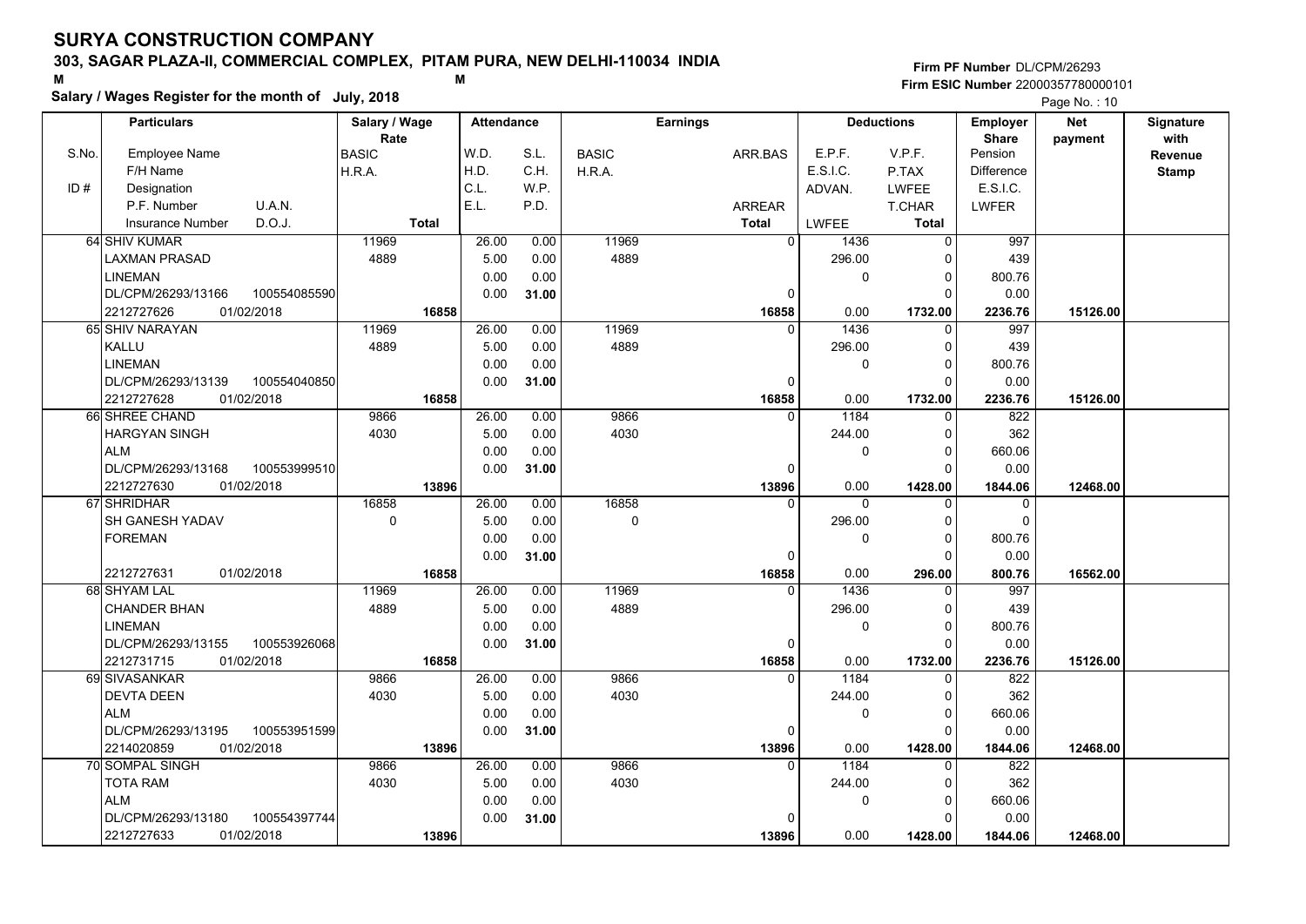# SURYA CONSTRUCTION COMPANY

**303, SAGAR PLAZA-II, COMMERCIAL COMPLEX, PITAM PURA, NEW DELHI-110034 INDIA**

M M

**Salary / Wages Register for the month of July, 2018**

**Firm PF Number** DL/CPM/26293
**Firm ESIC Number** 22000357780000101

Page No. : 10

| S.No. | Particulars: Employee Name / F/H Name / Designation / P.F. Number, U.A.N. / Insurance Number, D.O.J. | Salary / Wage Rate: BASIC / H.R.A. / Total | Attendance: W.D. / H.D. / C.L. / E.L. | Attendance: S.L. / C.H. / W.P. / P.D. | Earnings: BASIC / H.R.A. | Earnings: ARR.BAS / ARREAR / Total | Deductions: E.P.F. / E.S.I.C. / ADVAN. / LWFEE | Deductions: V.P.F. / P.TAX / LWFEE / T.CHAR / Total | Employer Share: Pension / Difference / E.S.I.C. / LWFER | Net payment | Signature with Revenue Stamp |
|---|---|---|---|---|---|---|---|---|---|---|---|
| 64 | SHIV KUMAR / LAXMAN PRASAD / LINEMAN / DL/CPM/26293/13166, 100554085590 / 2212727626, 01/02/2018 | 11969 / 4889 / 16858 | 26.00 / 5.00 / 0.00 / 0.00 | 0.00 / 0.00 / 0.00 / 31.00 | 11969 / 4889 | 0 / 0 / 16858 | 1436 / 296.00 / 0 / 0.00 | 0 / 0 / 0 / 0 / 1732.00 | 997 / 439 / 800.76 / 0.00 / 2236.76 | 15126.00 | |
| 65 | SHIV NARAYAN / KALLU / LINEMAN / DL/CPM/26293/13139, 100554040850 / 2212727628, 01/02/2018 | 11969 / 4889 / 16858 | 26.00 / 5.00 / 0.00 / 0.00 | 0.00 / 0.00 / 0.00 / 31.00 | 11969 / 4889 | 0 / 0 / 16858 | 1436 / 296.00 / 0 / 0.00 | 0 / 0 / 0 / 0 / 1732.00 | 997 / 439 / 800.76 / 0.00 / 2236.76 | 15126.00 | |
| 66 | SHREE CHAND / HARGYAN SINGH / ALM / DL/CPM/26293/13168, 100553999510 / 2212727630, 01/02/2018 | 9866 / 4030 / 13896 | 26.00 / 5.00 / 0.00 / 0.00 | 0.00 / 0.00 / 0.00 / 31.00 | 9866 / 4030 | 0 / 0 / 13896 | 1184 / 244.00 / 0 / 0.00 | 0 / 0 / 0 / 0 / 1428.00 | 822 / 362 / 660.06 / 0.00 / 1844.06 | 12468.00 | |
| 67 | SHRIDHAR / SH GANESH YADAV / FOREMAN / / 2212727631, 01/02/2018 | 16858 / 0 / 16858 | 26.00 / 5.00 / 0.00 / 0.00 | 0.00 / 0.00 / 0.00 / 31.00 | 16858 / 0 | 0 / 0 / 16858 | 0 / 296.00 / 0 / 0.00 | 0 / 0 / 0 / 0 / 296.00 | 0 / 0 / 800.76 / 0.00 / 800.76 | 16562.00 | |
| 68 | SHYAM LAL / CHANDER BHAN / LINEMAN / DL/CPM/26293/13155, 100553926068 / 2212731715, 01/02/2018 | 11969 / 4889 / 16858 | 26.00 / 5.00 / 0.00 / 0.00 | 0.00 / 0.00 / 0.00 / 31.00 | 11969 / 4889 | 0 / 0 / 16858 | 1436 / 296.00 / 0 / 0.00 | 0 / 0 / 0 / 0 / 1732.00 | 997 / 439 / 800.76 / 0.00 / 2236.76 | 15126.00 | |
| 69 | SIVASANKAR / DEVTA DEEN / ALM / DL/CPM/26293/13195, 100553951599 / 2214020859, 01/02/2018 | 9866 / 4030 / 13896 | 26.00 / 5.00 / 0.00 / 0.00 | 0.00 / 0.00 / 0.00 / 31.00 | 9866 / 4030 | 0 / 0 / 13896 | 1184 / 244.00 / 0 / 0.00 | 0 / 0 / 0 / 0 / 1428.00 | 822 / 362 / 660.06 / 0.00 / 1844.06 | 12468.00 | |
| 70 | SOMPAL SINGH / TOTA RAM / ALM / DL/CPM/26293/13180, 100554397744 / 2212727633, 01/02/2018 | 9866 / 4030 / 13896 | 26.00 / 5.00 / 0.00 / 0.00 | 0.00 / 0.00 / 0.00 / 31.00 | 9866 / 4030 | 0 / 0 / 13896 | 1184 / 244.00 / 0 / 0.00 | 0 / 0 / 0 / 0 / 1428.00 | 822 / 362 / 660.06 / 0.00 / 1844.06 | 12468.00 | |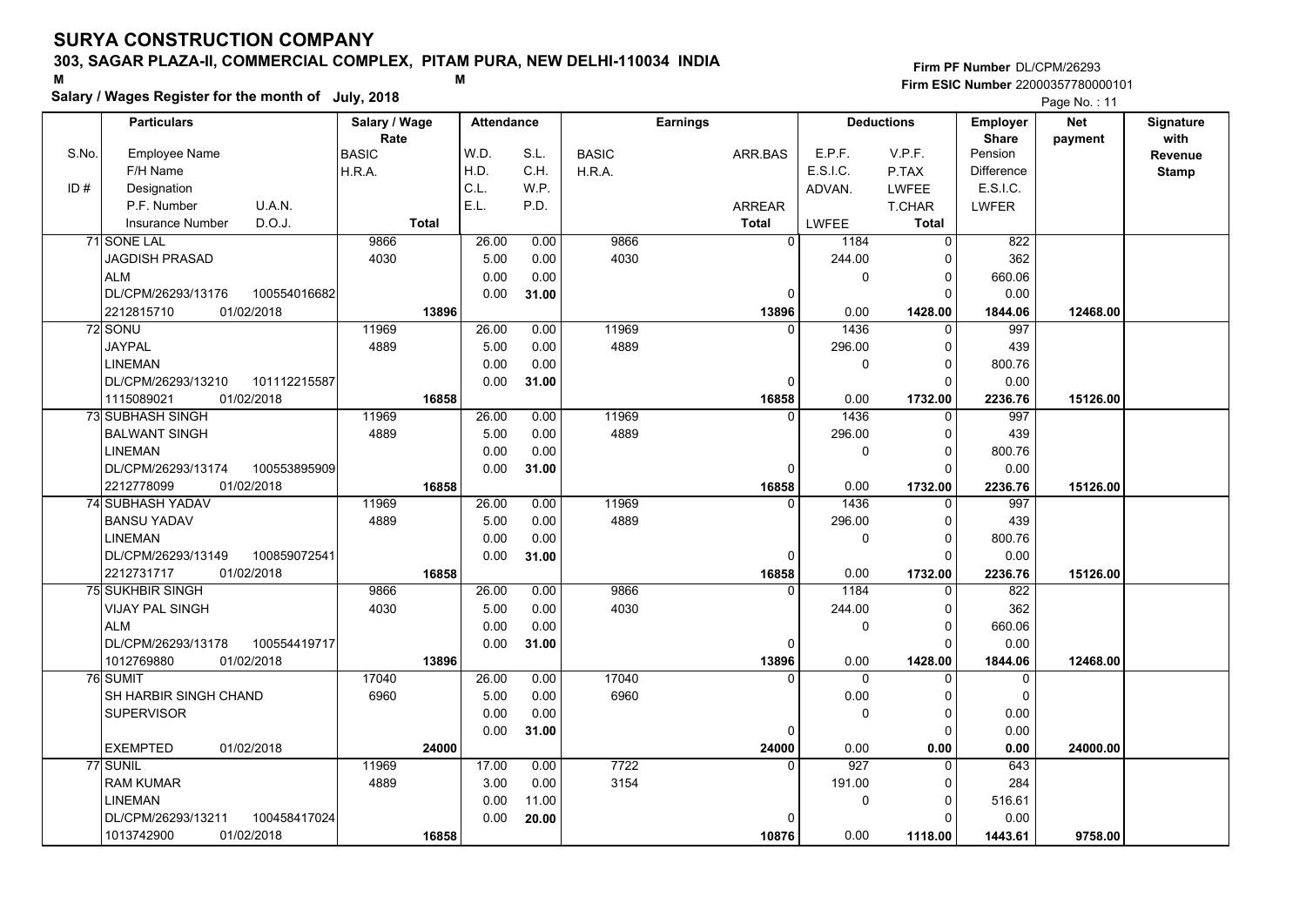# SURYA CONSTRUCTION COMPANY

**303, SAGAR PLAZA-II, COMMERCIAL COMPLEX, PITAM PURA, NEW DELHI-110034 INDIA**

**Salary / Wages Register for the month of July, 2018**

**Firm PF Number** DL/CPM/26293
**Firm ESIC Number** 22000357780000101

| S.No. / ID # | Particulars: Employee Name / F/H Name / Designation / P.F. Number, U.A.N. / Insurance Number, D.O.J. | Salary / Wage Rate: BASIC / H.R.A. / Total | Attendance: W.D. / H.D. / C.L. / E.L. | Attendance: S.L. / C.H. / W.P. / P.D. | Earnings: BASIC / H.R.A. | Earnings: ARR.BAS / ARREAR / Total | Deductions: E.P.F. / E.S.I.C. / ADVAN. / LWFEE | Deductions: V.P.F. / P.TAX / LWFEE / T.CHAR / Total | Employer Share: Pension / Difference / E.S.I.C. / LWFER | Net payment | Signature with Revenue Stamp |
|---|---|---|---|---|---|---|---|---|---|---|---|
| 71 | SONE LAL / JAGDISH PRASAD / ALM / DL/CPM/26293/13176 100554016682 / 2212815710 01/02/2018 | 9866 / 4030 / 13896 | 26.00 / 5.00 / 0.00 / 0.00 | 0.00 / 0.00 / 0.00 / 31.00 | 9866 / 4030 | 0 / 0 / 13896 | 1184 / 244.00 / 0 / 0.00 | 0 / 0 / 0 / 0 / 1428.00 | 822 / 362 / 660.06 / 0.00 / 1844.06 | 12468.00 | |
| 72 | SONU / JAYPAL / LINEMAN / DL/CPM/26293/13210 101112215587 / 1115089021 01/02/2018 | 11969 / 4889 / 16858 | 26.00 / 5.00 / 0.00 / 0.00 | 0.00 / 0.00 / 0.00 / 31.00 | 11969 / 4889 | 0 / 0 / 16858 | 1436 / 296.00 / 0 / 0.00 | 0 / 0 / 0 / 0 / 1732.00 | 997 / 439 / 800.76 / 0.00 / 2236.76 | 15126.00 | |
| 73 | SUBHASH SINGH / BALWANT SINGH / LINEMAN / DL/CPM/26293/13174 100553895909 / 2212778099 01/02/2018 | 11969 / 4889 / 16858 | 26.00 / 5.00 / 0.00 / 0.00 | 0.00 / 0.00 / 0.00 / 31.00 | 11969 / 4889 | 0 / 0 / 16858 | 1436 / 296.00 / 0 / 0.00 | 0 / 0 / 0 / 0 / 1732.00 | 997 / 439 / 800.76 / 0.00 / 2236.76 | 15126.00 | |
| 74 | SUBHASH YADAV / BANSU YADAV / LINEMAN / DL/CPM/26293/13149 100859072541 / 2212731717 01/02/2018 | 11969 / 4889 / 16858 | 26.00 / 5.00 / 0.00 / 0.00 | 0.00 / 0.00 / 0.00 / 31.00 | 11969 / 4889 | 0 / 0 / 16858 | 1436 / 296.00 / 0 / 0.00 | 0 / 0 / 0 / 0 / 1732.00 | 997 / 439 / 800.76 / 0.00 / 2236.76 | 15126.00 | |
| 75 | SUKHBIR SINGH / VIJAY PAL SINGH / ALM / DL/CPM/26293/13178 100554419717 / 1012769880 01/02/2018 | 9866 / 4030 / 13896 | 26.00 / 5.00 / 0.00 / 0.00 | 0.00 / 0.00 / 0.00 / 31.00 | 9866 / 4030 | 0 / 0 / 13896 | 1184 / 244.00 / 0 / 0.00 | 0 / 0 / 0 / 0 / 1428.00 | 822 / 362 / 660.06 / 0.00 / 1844.06 | 12468.00 | |
| 76 | SUMIT / SH HARBIR SINGH CHAND / SUPERVISOR / / EXEMPTED 01/02/2018 | 17040 / 6960 / 24000 | 26.00 / 5.00 / 0.00 / 0.00 | 0.00 / 0.00 / 0.00 / 31.00 | 17040 / 6960 | 0 / 0 / 24000 | 0 / 0.00 / 0 / 0.00 | 0 / 0 / 0 / 0 / 0.00 | 0 / 0 / 0.00 / 0.00 / 0.00 | 24000.00 | |
| 77 | SUNIL / RAM KUMAR / LINEMAN / DL/CPM/26293/13211 100458417024 / 1013742900 01/02/2018 | 11969 / 4889 / 16858 | 17.00 / 3.00 / 0.00 / 0.00 | 0.00 / 0.00 / 11.00 / 20.00 | 7722 / 3154 | 0 / 0 / 10876 | 927 / 191.00 / 0 / 0.00 | 0 / 0 / 0 / 0 / 1118.00 | 643 / 284 / 516.61 / 0.00 / 1443.61 | 9758.00 | |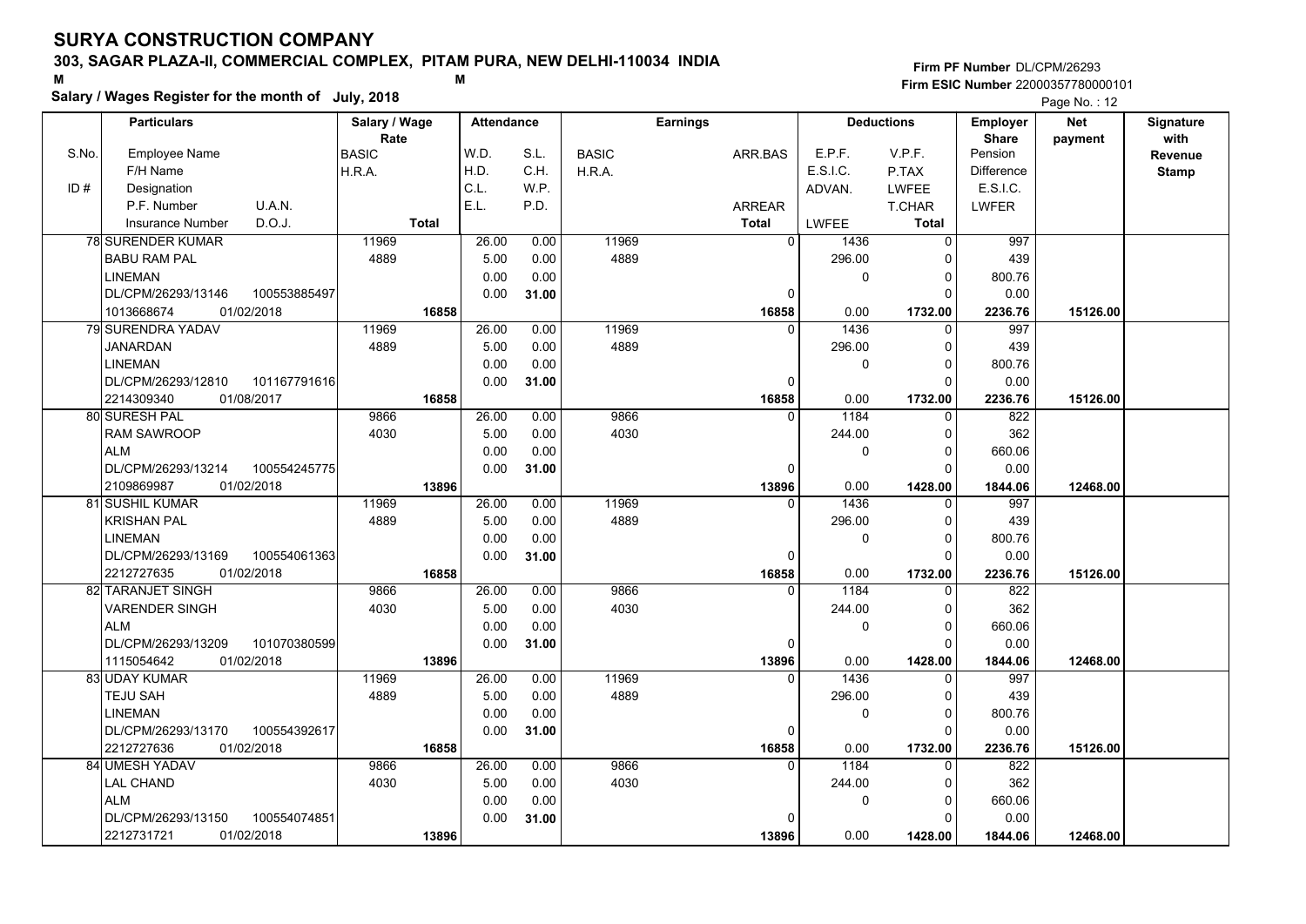# SURYA CONSTRUCTION COMPANY

**303, SAGAR PLAZA-II, COMMERCIAL COMPLEX, PITAM PURA, NEW DELHI-110034 INDIA**

M M

**Salary / Wages Register for the month of July, 2018**

**Firm PF Number** DL/CPM/26293
**Firm ESIC Number** 22000357780000101

Page No. : 12

| S.No. / ID # | Particulars (Employee Name / F/H Name / Designation / P.F. Number / U.A.N. / Insurance Number / D.O.J.) | Salary / Wage Rate (BASIC / H.R.A. / Total) | Attendance (W.D. / H.D. / C.L. / E.L.) | Attendance (S.L. / C.H. / W.P. / P.D.) | Earnings (BASIC / H.R.A.) | Earnings (ARR.BAS / ARREAR / Total) | Deductions (E.P.F. / E.S.I.C. / ADVAN. / LWFEE) | Deductions (V.P.F. / P.TAX / LWFEE / T.CHAR / Total) | Employer Share (Pension / Difference / E.S.I.C. / LWFER) | Net payment | Signature with Revenue Stamp |
|---|---|---|---|---|---|---|---|---|---|---|---|
| 78 | SURENDER KUMAR / BABU RAM PAL / LINEMAN / DL/CPM/26293/13146 / 100553885497 / 1013668674 / 01/02/2018 | 11969 / 4889 / 16858 | 26.00 / 5.00 / 0.00 / 0.00 | 0.00 / 0.00 / 0.00 / 31.00 | 11969 / 4889 | 0 / 0 / 16858 | 1436 / 296.00 / 0 / 0.00 | 0 / 0 / 0 / 0 / 1732.00 | 997 / 439 / 800.76 / 0.00 / 2236.76 | 15126.00 | |
| 79 | SURENDRA YADAV / JANARDAN / LINEMAN / DL/CPM/26293/12810 / 101167791616 / 2214309340 / 01/08/2017 | 11969 / 4889 / 16858 | 26.00 / 5.00 / 0.00 / 0.00 | 0.00 / 0.00 / 0.00 / 31.00 | 11969 / 4889 | 0 / 0 / 16858 | 1436 / 296.00 / 0 / 0.00 | 0 / 0 / 0 / 0 / 1732.00 | 997 / 439 / 800.76 / 0.00 / 2236.76 | 15126.00 | |
| 80 | SURESH PAL / RAM SAWROOP / ALM / DL/CPM/26293/13214 / 100554245775 / 2109869987 / 01/02/2018 | 9866 / 4030 / 13896 | 26.00 / 5.00 / 0.00 / 0.00 | 0.00 / 0.00 / 0.00 / 31.00 | 9866 / 4030 | 0 / 0 / 13896 | 1184 / 244.00 / 0 / 0.00 | 0 / 0 / 0 / 0 / 1428.00 | 822 / 362 / 660.06 / 0.00 / 1844.06 | 12468.00 | |
| 81 | SUSHIL KUMAR / KRISHAN PAL / LINEMAN / DL/CPM/26293/13169 / 100554061363 / 2212727635 / 01/02/2018 | 11969 / 4889 / 16858 | 26.00 / 5.00 / 0.00 / 0.00 | 0.00 / 0.00 / 0.00 / 31.00 | 11969 / 4889 | 0 / 0 / 16858 | 1436 / 296.00 / 0 / 0.00 | 0 / 0 / 0 / 0 / 1732.00 | 997 / 439 / 800.76 / 0.00 / 2236.76 | 15126.00 | |
| 82 | TARANJET SINGH / VARENDER SINGH / ALM / DL/CPM/26293/13209 / 101070380599 / 1115054642 / 01/02/2018 | 9866 / 4030 / 13896 | 26.00 / 5.00 / 0.00 / 0.00 | 0.00 / 0.00 / 0.00 / 31.00 | 9866 / 4030 | 0 / 0 / 13896 | 1184 / 244.00 / 0 / 0.00 | 0 / 0 / 0 / 0 / 1428.00 | 822 / 362 / 660.06 / 0.00 / 1844.06 | 12468.00 | |
| 83 | UDAY KUMAR / TEJU SAH / LINEMAN / DL/CPM/26293/13170 / 100554392617 / 2212727636 / 01/02/2018 | 11969 / 4889 / 16858 | 26.00 / 5.00 / 0.00 / 0.00 | 0.00 / 0.00 / 0.00 / 31.00 | 11969 / 4889 | 0 / 0 / 16858 | 1436 / 296.00 / 0 / 0.00 | 0 / 0 / 0 / 0 / 1732.00 | 997 / 439 / 800.76 / 0.00 / 2236.76 | 15126.00 | |
| 84 | UMESH YADAV / LAL CHAND / ALM / DL/CPM/26293/13150 / 100554074851 / 2212731721 / 01/02/2018 | 9866 / 4030 / 13896 | 26.00 / 5.00 / 0.00 / 0.00 | 0.00 / 0.00 / 0.00 / 31.00 | 9866 / 4030 | 0 / 0 / 13896 | 1184 / 244.00 / 0 / 0.00 | 0 / 0 / 0 / 0 / 1428.00 | 822 / 362 / 660.06 / 0.00 / 1844.06 | 12468.00 | |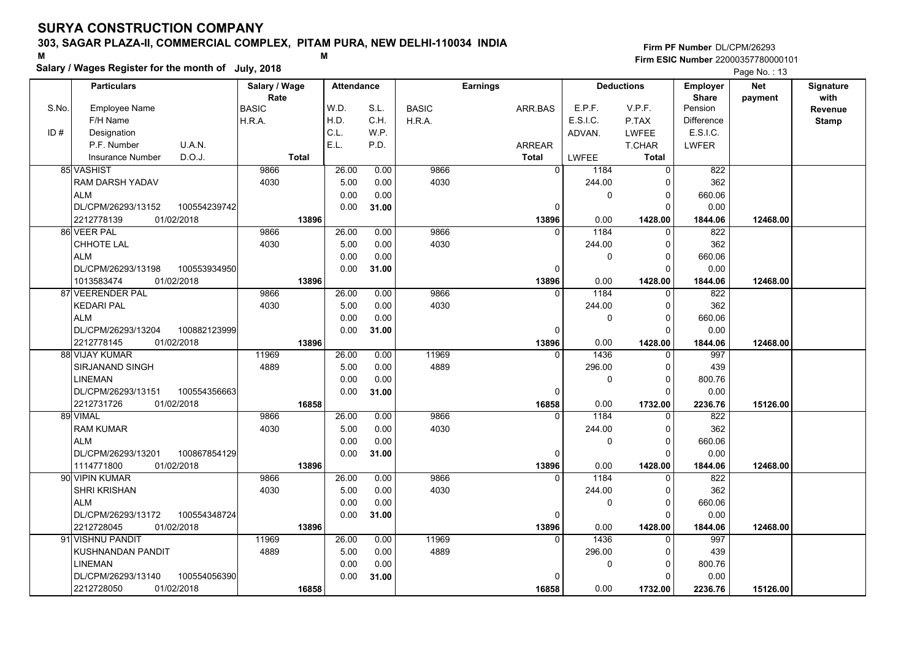# SURYA CONSTRUCTION COMPANY

**303, SAGAR PLAZA-II, COMMERCIAL COMPLEX, PITAM PURA, NEW DELHI-110034 INDIA**

M M

**Salary / Wages Register for the month of July, 2018**

Firm PF Number DL/CPM/26293
Firm ESIC Number 22000357780000101

| S.No. / ID # | Employee Name / F/H Name / Designation / P.F. Number / U.A.N. / Insurance Number / D.O.J. | Salary / Wage Rate: BASIC / H.R.A. / Total | W.D. / H.D. / C.L. / E.L. | S.L. / C.H. / W.P. / P.D. | BASIC / H.R.A. | ARR.BAS / ARREAR / Total | E.P.F. / E.S.I.C. / ADVAN. / LWFEE | V.P.F. / P.TAX / LWFEE / T.CHAR / Total | Employer Share: Pension / Difference / E.S.I.C. / LWFER | Net payment | Signature with Revenue Stamp |
|---|---|---|---|---|---|---|---|---|---|---|---|
| 85 | VASHIST / RAM DARSH YADAV / ALM / DL/CPM/26293/13152 / 100554239742 / 2212778139 / 01/02/2018 | 9866 / 4030 / 13896 | 26.00 / 5.00 / 0.00 / 0.00 | 0.00 / 0.00 / 0.00 / 31.00 | 9866 / 4030 | 0 / 0 / 13896 | 1184 / 244.00 / 0 / 0.00 | 0 / 0 / 0 / 0 / 1428.00 | 822 / 362 / 660.06 / 0.00 / 1844.06 | 12468.00 | |
| 86 | VEER PAL / CHHOTE LAL / ALM / DL/CPM/26293/13198 / 100553934950 / 1013583474 / 01/02/2018 | 9866 / 4030 / 13896 | 26.00 / 5.00 / 0.00 / 0.00 | 0.00 / 0.00 / 0.00 / 31.00 | 9866 / 4030 | 0 / 0 / 13896 | 1184 / 244.00 / 0 / 0.00 | 0 / 0 / 0 / 0 / 1428.00 | 822 / 362 / 660.06 / 0.00 / 1844.06 | 12468.00 | |
| 87 | VEERENDER PAL / KEDARI PAL / ALM / DL/CPM/26293/13204 / 100882123999 / 2212778145 / 01/02/2018 | 9866 / 4030 / 13896 | 26.00 / 5.00 / 0.00 / 0.00 | 0.00 / 0.00 / 0.00 / 31.00 | 9866 / 4030 | 0 / 0 / 13896 | 1184 / 244.00 / 0 / 0.00 | 0 / 0 / 0 / 0 / 1428.00 | 822 / 362 / 660.06 / 0.00 / 1844.06 | 12468.00 | |
| 88 | VIJAY KUMAR / SIRJANAND SINGH / LINEMAN / DL/CPM/26293/13151 / 100554356663 / 2212731726 / 01/02/2018 | 11969 / 4889 / 16858 | 26.00 / 5.00 / 0.00 / 0.00 | 0.00 / 0.00 / 0.00 / 31.00 | 11969 / 4889 | 0 / 0 / 16858 | 1436 / 296.00 / 0 / 0.00 | 0 / 0 / 0 / 0 / 1732.00 | 997 / 439 / 800.76 / 0.00 / 2236.76 | 15126.00 | |
| 89 | VIMAL / RAM KUMAR / ALM / DL/CPM/26293/13201 / 100867854129 / 1114771800 / 01/02/2018 | 9866 / 4030 / 13896 | 26.00 / 5.00 / 0.00 / 0.00 | 0.00 / 0.00 / 0.00 / 31.00 | 9866 / 4030 | 0 / 0 / 13896 | 1184 / 244.00 / 0 / 0.00 | 0 / 0 / 0 / 0 / 1428.00 | 822 / 362 / 660.06 / 0.00 / 1844.06 | 12468.00 | |
| 90 | VIPIN KUMAR / SHRI KRISHAN / ALM / DL/CPM/26293/13172 / 100554348724 / 2212728045 / 01/02/2018 | 9866 / 4030 / 13896 | 26.00 / 5.00 / 0.00 / 0.00 | 0.00 / 0.00 / 0.00 / 31.00 | 9866 / 4030 | 0 / 0 / 13896 | 1184 / 244.00 / 0 / 0.00 | 0 / 0 / 0 / 0 / 1428.00 | 822 / 362 / 660.06 / 0.00 / 1844.06 | 12468.00 | |
| 91 | VISHNU PANDIT / KUSHNANDAN PANDIT / LINEMAN / DL/CPM/26293/13140 / 100554056390 / 2212728050 / 01/02/2018 | 11969 / 4889 / 16858 | 26.00 / 5.00 / 0.00 / 0.00 | 0.00 / 0.00 / 0.00 / 31.00 | 11969 / 4889 | 0 / 0 / 16858 | 1436 / 296.00 / 0 / 0.00 | 0 / 0 / 0 / 0 / 1732.00 | 997 / 439 / 800.76 / 0.00 / 2236.76 | 15126.00 | |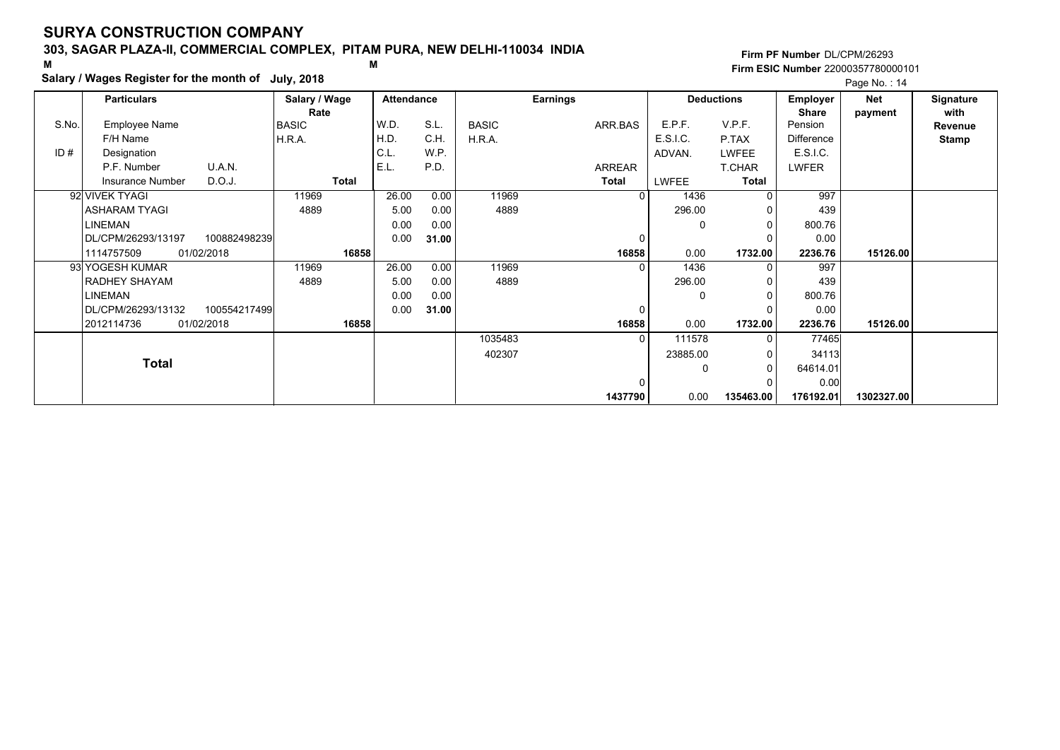# SURYA CONSTRUCTION COMPANY

## 303, SAGAR PLAZA-II, COMMERCIAL COMPLEX, PITAM PURA, NEW DELHI-110034 INDIA

M M

**Firm PF Number** DL/CPM/26293

**Firm ESIC Number** 22000357780000101

**Salary / Wages Register for the month of July, 2018**

Page No. : 14

| S.No. / ID # | Particulars | | Salary / Wage Rate | Attendance | | Earnings | | Deductions | | Employer Share | Net payment | Signature with Revenue Stamp |
|---|---|---|---|---|---|---|---|---|---|---|---|---|
| S.No. | Employee Name | | BASIC | W.D. | S.L. | BASIC | ARR.BAS | E.P.F. | V.P.F. | Pension | | |
| | F/H Name | | H.R.A. | H.D. | C.H. | H.R.A. | | E.S.I.C. | P.TAX | Difference | | |
| ID # | Designation | | | C.L. | W.P. | | | ADVAN. | LWFEE | E.S.I.C. | | |
| | P.F. Number | U.A.N. | | E.L. | P.D. | | ARREAR | | T.CHAR | LWFER | | |
| | Insurance Number | D.O.J. | Total | | | | Total | LWFEE | Total | | | |
| 92 | VIVEK TYAGI | | 11969 | 26.00 | 0.00 | 11969 | 0 | 1436 | 0 | 997 | | |
| | ASHARAM TYAGI | | 4889 | 5.00 | 0.00 | 4889 | | 296.00 | 0 | 439 | | |
| | LINEMAN | | | 0.00 | 0.00 | | | 0 | 0 | 800.76 | | |
| | DL/CPM/26293/13197 | 100882498239 | | 0.00 | **31.00** | | 0 | | 0 | 0.00 | | |
| | 1114757509 | 01/02/2018 | **16858** | | | | **16858** | 0.00 | **1732.00** | **2236.76** | **15126.00** | |
| 93 | YOGESH KUMAR | | 11969 | 26.00 | 0.00 | 11969 | 0 | 1436 | 0 | 997 | | |
| | RADHEY SHAYAM | | 4889 | 5.00 | 0.00 | 4889 | | 296.00 | 0 | 439 | | |
| | LINEMAN | | | 0.00 | 0.00 | | | 0 | 0 | 800.76 | | |
| | DL/CPM/26293/13132 | 100554217499 | | 0.00 | **31.00** | | 0 | | 0 | 0.00 | | |
| | 2012114736 | 01/02/2018 | **16858** | | | | **16858** | 0.00 | **1732.00** | **2236.76** | **15126.00** | |
| | **Total** | | | | | 1035483 | 0 | 111578 | 0 | 77465 | | |
| | | | | | | 402307 | | 23885.00 | 0 | 34113 | | |
| | | | | | | | | 0 | 0 | 64614.01 | | |
| | | | | | | | 0 | | 0 | 0.00 | | |
| | | | | | | | **1437790** | 0.00 | **135463.00** | **176192.01** | **1302327.00** | |